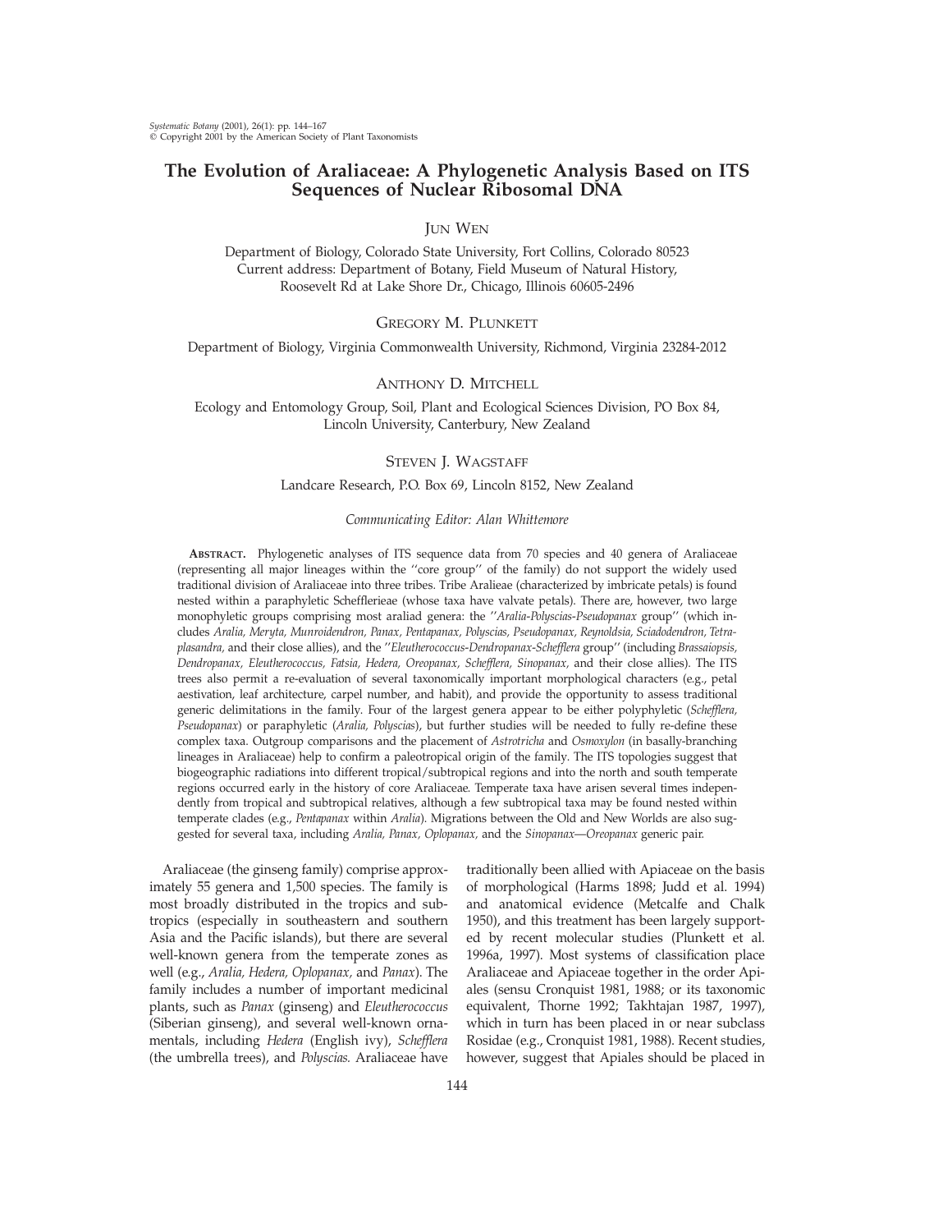# The Evolution of Araliaceae: A Phylogenetic Analysis Based on ITS Sequences of Nuclear Ribosomal DNA

JUN WEN

Department of Biology, Colorado State University, Fort Collins, Colorado 80523
Current address: Department of Botany, Field Museum of Natural History,
Roosevelt Rd at Lake Shore Dr., Chicago, Illinois 60605-2496

GREGORY M. PLUNKETT

Department of Biology, Virginia Commonwealth University, Richmond, Virginia 23284-2012

ANTHONY D. MITCHELL

Ecology and Entomology Group, Soil, Plant and Ecological Sciences Division, PO Box 84,
Lincoln University, Canterbury, New Zealand

STEVEN J. WAGSTAFF

Landcare Research, P.O. Box 69, Lincoln 8152, New Zealand

*Communicating Editor: Alan Whittemore*

**ABSTRACT.** Phylogenetic analyses of ITS sequence data from 70 species and 40 genera of Araliaceae (representing all major lineages within the ''core group'' of the family) do not support the widely used traditional division of Araliaceae into three tribes. Tribe Aralieae (characterized by imbricate petals) is found nested within a paraphyletic Schefflerieae (whose taxa have valvate petals). There are, however, two large monophyletic groups comprising most araliad genera: the ''*Aralia-Polyscias-Pseudopanax* group'' (which includes *Aralia, Meryta, Munroidendron, Panax, Pentapanax, Polyscias, Pseudopanax, Reynoldsia, Sciadodendron, Tetraplasandra,* and their close allies), and the ''*Eleutherococcus-Dendropanax-Schefflera* group'' (including *Brassaiopsis, Dendropanax, Eleutherococcus, Fatsia, Hedera, Oreopanax, Schefflera, Sinopanax,* and their close allies). The ITS trees also permit a re-evaluation of several taxonomically important morphological characters (e.g., petal aestivation, leaf architecture, carpel number, and habit), and provide the opportunity to assess traditional generic delimitations in the family. Four of the largest genera appear to be either polyphyletic (*Schefflera, Pseudopanax*) or paraphyletic (*Aralia, Polyscias*), but further studies will be needed to fully re-define these complex taxa. Outgroup comparisons and the placement of *Astrotricha* and *Osmoxylon* (in basally-branching lineages in Araliaceae) help to confirm a paleotropical origin of the family. The ITS topologies suggest that biogeographic radiations into different tropical/subtropical regions and into the north and south temperate regions occurred early in the history of core Araliaceae. Temperate taxa have arisen several times independently from tropical and subtropical relatives, although a few subtropical taxa may be found nested within temperate clades (e.g., *Pentapanax* within *Aralia*). Migrations between the Old and New Worlds are also suggested for several taxa, including *Aralia, Panax, Oplopanax,* and the *Sinopanax*—*Oreopanax* generic pair.

Araliaceae (the ginseng family) comprise approximately 55 genera and 1,500 species. The family is most broadly distributed in the tropics and subtropics (especially in southeastern and southern Asia and the Pacific islands), but there are several well-known genera from the temperate zones as well (e.g., *Aralia, Hedera, Oplopanax,* and *Panax*). The family includes a number of important medicinal plants, such as *Panax* (ginseng) and *Eleutherococcus* (Siberian ginseng), and several well-known ornamentals, including *Hedera* (English ivy), *Schefflera* (the umbrella trees), and *Polyscias*. Araliaceae have traditionally been allied with Apiaceae on the basis of morphological (Harms 1898; Judd et al. 1994) and anatomical evidence (Metcalfe and Chalk 1950), and this treatment has been largely supported by recent molecular studies (Plunkett et al. 1996a, 1997). Most systems of classification place Araliaceae and Apiaceae together in the order Apiales (sensu Cronquist 1981, 1988; or its taxonomic equivalent, Thorne 1992; Takhtajan 1987, 1997), which in turn has been placed in or near subclass Rosidae (e.g., Cronquist 1981, 1988). Recent studies, however, suggest that Apiales should be placed in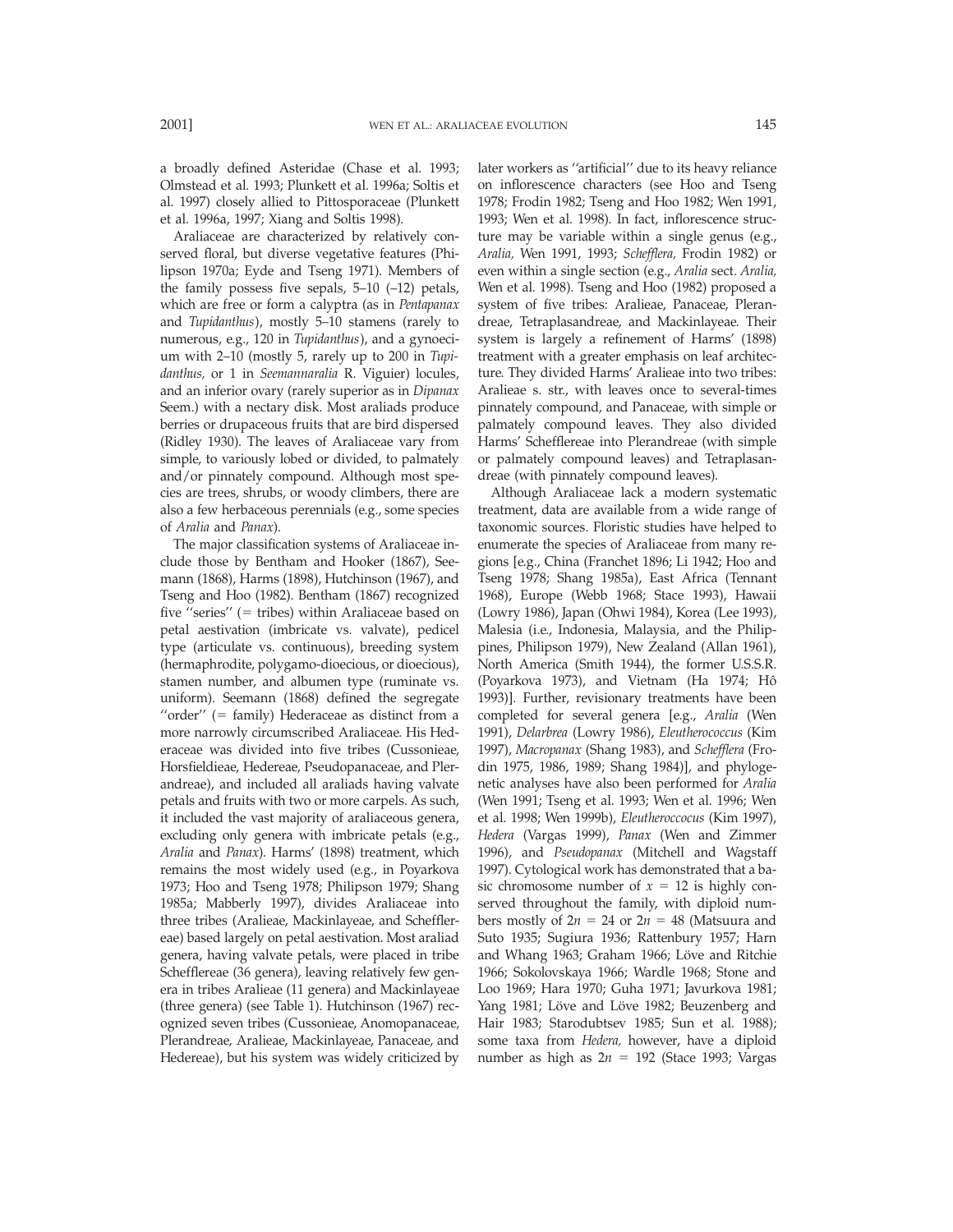a broadly defined Asteridae (Chase et al. 1993; Olmstead et al. 1993; Plunkett et al. 1996a; Soltis et al. 1997) closely allied to Pittosporaceae (Plunkett et al. 1996a, 1997; Xiang and Soltis 1998).

Araliaceae are characterized by relatively conserved floral, but diverse vegetative features (Philipson 1970a; Eyde and Tseng 1971). Members of the family possess five sepals, 5–10 (–12) petals, which are free or form a calyptra (as in *Pentapanax* and *Tupidanthus*), mostly 5–10 stamens (rarely to numerous, e.g., 120 in *Tupidanthus*), and a gynoecium with 2–10 (mostly 5, rarely up to 200 in *Tupidanthus,* or 1 in *Seemannaralia* R. Viguier) locules, and an inferior ovary (rarely superior as in *Dipanax* Seem.) with a nectary disk. Most araliads produce berries or drupaceous fruits that are bird dispersed (Ridley 1930). The leaves of Araliaceae vary from simple, to variously lobed or divided, to palmately and/or pinnately compound. Although most species are trees, shrubs, or woody climbers, there are also a few herbaceous perennials (e.g., some species of *Aralia* and *Panax*).

The major classification systems of Araliaceae include those by Bentham and Hooker (1867), Seemann (1868), Harms (1898), Hutchinson (1967), and Tseng and Hoo (1982). Bentham (1867) recognized five ''series'' (= tribes) within Araliaceae based on petal aestivation (imbricate vs. valvate), pedicel type (articulate vs. continuous), breeding system (hermaphrodite, polygamo-dioecious, or dioecious), stamen number, and albumen type (ruminate vs. uniform). Seemann (1868) defined the segregate ''order'' (= family) Hederaceae as distinct from a more narrowly circumscribed Araliaceae. His Hederaceae was divided into five tribes (Cussonieae, Horsfieldieae, Hedereae, Pseudopanaceae, and Plerandreae), and included all araliads having valvate petals and fruits with two or more carpels. As such, it included the vast majority of araliaceous genera, excluding only genera with imbricate petals (e.g., *Aralia* and *Panax*). Harms' (1898) treatment, which remains the most widely used (e.g., in Poyarkova 1973; Hoo and Tseng 1978; Philipson 1979; Shang 1985a; Mabberly 1997), divides Araliaceae into three tribes (Aralieae, Mackinlayeae, and Schefflereae) based largely on petal aestivation. Most araliad genera, having valvate petals, were placed in tribe Schefflereae (36 genera), leaving relatively few genera in tribes Aralieae (11 genera) and Mackinlayeae (three genera) (see Table 1). Hutchinson (1967) recognized seven tribes (Cussonieae, Anomopanaceae, Plerandreae, Aralieae, Mackinlayeae, Panaceae, and Hedereae), but his system was widely criticized by later workers as ''artificial'' due to its heavy reliance on inflorescence characters (see Hoo and Tseng 1978; Frodin 1982; Tseng and Hoo 1982; Wen 1991, 1993; Wen et al. 1998). In fact, inflorescence structure may be variable within a single genus (e.g., *Aralia,* Wen 1991, 1993; *Schefflera,* Frodin 1982) or even within a single section (e.g., *Aralia* sect. *Aralia,* Wen et al. 1998). Tseng and Hoo (1982) proposed a system of five tribes: Aralieae, Panaceae, Plerandreae, Tetraplasandreae, and Mackinlayeae. Their system is largely a refinement of Harms' (1898) treatment with a greater emphasis on leaf architecture. They divided Harms' Aralieae into two tribes: Aralieae s. str., with leaves once to several-times pinnately compound, and Panaceae, with simple or palmately compound leaves. They also divided Harms' Schefflereae into Plerandreae (with simple or palmately compound leaves) and Tetraplasandreae (with pinnately compound leaves).

Although Araliaceae lack a modern systematic treatment, data are available from a wide range of taxonomic sources. Floristic studies have helped to enumerate the species of Araliaceae from many regions [e.g., China (Franchet 1896; Li 1942; Hoo and Tseng 1978; Shang 1985a), East Africa (Tennant 1968), Europe (Webb 1968; Stace 1993), Hawaii (Lowry 1986), Japan (Ohwi 1984), Korea (Lee 1993), Malesia (i.e., Indonesia, Malaysia, and the Philippines, Philipson 1979), New Zealand (Allan 1961), North America (Smith 1944), the former U.S.S.R. (Poyarkova 1973), and Vietnam (Ha 1974; Hô 1993)]. Further, revisionary treatments have been completed for several genera [e.g., *Aralia* (Wen 1991), *Delarbrea* (Lowry 1986), *Eleutherococcus* (Kim 1997), *Macropanax* (Shang 1983), and *Schefflera* (Frodin 1975, 1986, 1989; Shang 1984)], and phylogenetic analyses have also been performed for *Aralia* (Wen 1991; Tseng et al. 1993; Wen et al. 1996; Wen et al. 1998; Wen 1999b), *Eleutheroccocus* (Kim 1997), *Hedera* (Vargas 1999), *Panax* (Wen and Zimmer 1996), and *Pseudopanax* (Mitchell and Wagstaff 1997). Cytological work has demonstrated that a basic chromosome number of $x = 12$ is highly conserved throughout the family, with diploid numbers mostly of $2n = 24$ or $2n = 48$ (Matsuura and Suto 1935; Sugiura 1936; Rattenbury 1957; Harn and Whang 1963; Graham 1966; Löve and Ritchie 1966; Sokolovskaya 1966; Wardle 1968; Stone and Loo 1969; Hara 1970; Guha 1971; Javurkova 1981; Yang 1981; Löve and Löve 1982; Beuzenberg and Hair 1983; Starodubtsev 1985; Sun et al. 1988); some taxa from *Hedera,* however, have a diploid number as high as $2n = 192$ (Stace 1993; Vargas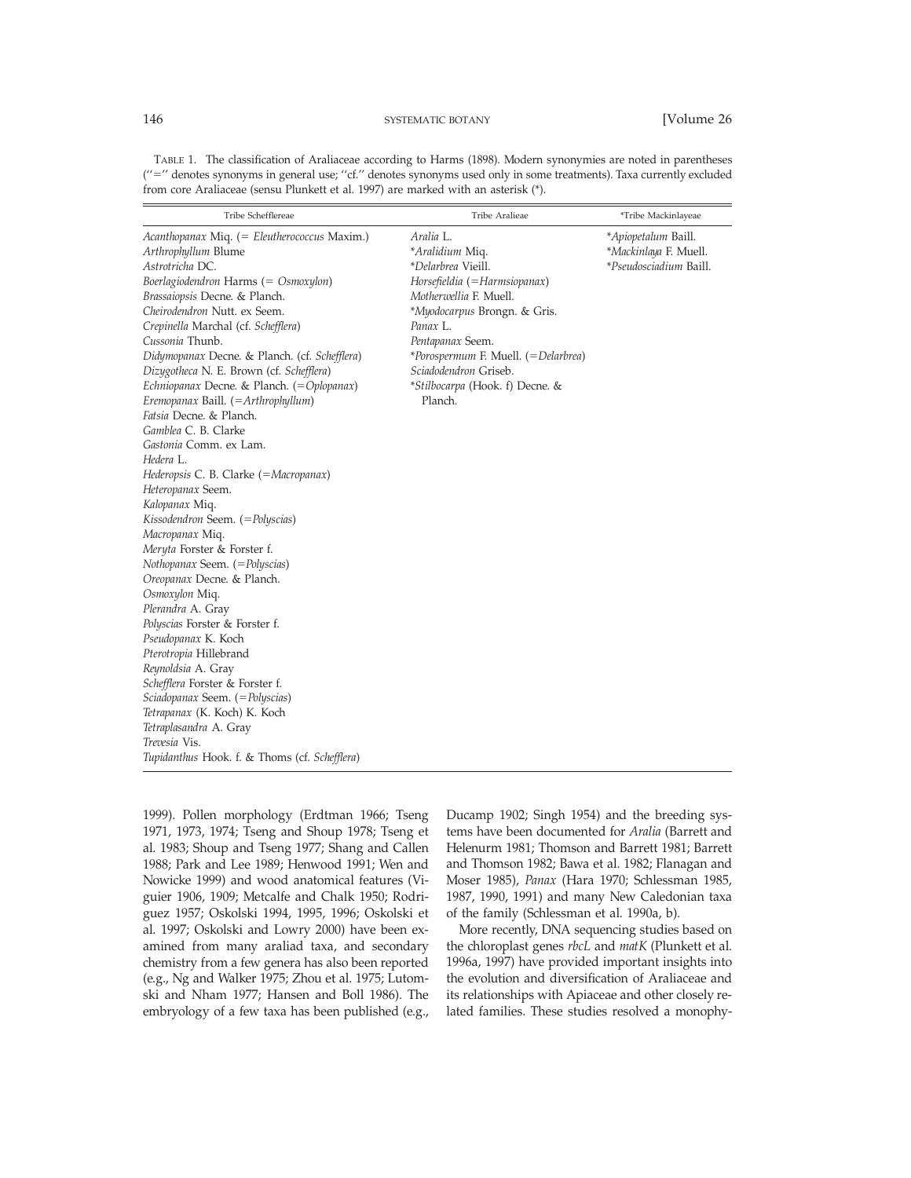TABLE 1. The classification of Araliaceae according to Harms (1898). Modern synonymies are noted in parentheses ("=" denotes synonyms in general use; "cf." denotes synonyms used only in some treatments). Taxa currently excluded from core Araliaceae (sensu Plunkett et al. 1997) are marked with an asterisk (*).

| Tribe Schefflereae | Tribe Aralieae | *Tribe Mackinlayeae |
|---|---|---|
| *Acanthopanax* Miq. (= *Eleutherococcus* Maxim.) | *Aralia* L. | **Apiopetalum* Baill. |
| *Arthrophyllum* Blume | **Aralidium* Miq. | **Mackinlaya* F. Muell. |
| *Astrotricha* DC. | **Delarbrea* Vieill. | **Pseudosciadium* Baill. |
| *Boerlagiodendron* Harms (= *Osmoxylon*) | *Horsefieldia* (=*Harmsiopanax*) | |
| *Brassaiopsis* Decne. & Planch. | *Motherwellia* F. Muell. | |
| *Cheirodendron* Nutt. ex Seem. | **Myodocarpus* Brongn. & Gris. | |
| *Crepinella* Marchal (cf. *Schefflera*) | *Panax* L. | |
| *Cussonia* Thunb. | *Pentapanax* Seem. | |
| *Didymopanax* Decne. & Planch. (cf. *Schefflera*) | **Porospermum* F. Muell. (=*Delarbrea*) | |
| *Dizygotheca* N. E. Brown (cf. *Schefflera*) | *Sciadodendron* Griseb. | |
| *Echniopanax* Decne. & Planch. (=*Oplopanax*) | **Stilbocarpa* (Hook. f) Decne. & Planch. | |
| *Eremopanax* Baill. (=*Arthrophyllum*) | | |
| *Fatsia* Decne. & Planch. | | |
| *Gamblea* C. B. Clarke | | |
| *Gastonia* Comm. ex Lam. | | |
| *Hedera* L. | | |
| *Hederopsis* C. B. Clarke (=*Macropanax*) | | |
| *Heteropanax* Seem. | | |
| *Kalopanax* Miq. | | |
| *Kissodendron* Seem. (=*Polyscias*) | | |
| *Macropanax* Miq. | | |
| *Meryta* Forster & Forster f. | | |
| *Nothopanax* Seem. (=*Polyscias*) | | |
| *Oreopanax* Decne. & Planch. | | |
| *Osmoxylon* Miq. | | |
| *Plerandra* A. Gray | | |
| *Polyscias* Forster & Forster f. | | |
| *Pseudopanax* K. Koch | | |
| *Pterotropia* Hillebrand | | |
| *Reynoldsia* A. Gray | | |
| *Schefflera* Forster & Forster f. | | |
| *Sciadopanax* Seem. (=*Polyscias*) | | |
| *Tetrapanax* (K. Koch) K. Koch | | |
| *Tetraplasandra* A. Gray | | |
| *Trevesia* Vis. | | |
| *Tupidanthus* Hook. f. & Thoms (cf. *Schefflera*) | | |

1999). Pollen morphology (Erdtman 1966; Tseng 1971, 1973, 1974; Tseng and Shoup 1978; Tseng et al. 1983; Shoup and Tseng 1977; Shang and Callen 1988; Park and Lee 1989; Henwood 1991; Wen and Nowicke 1999) and wood anatomical features (Viguier 1906, 1909; Metcalfe and Chalk 1950; Rodriguez 1957; Oskolski 1994, 1995, 1996; Oskolski et al. 1997; Oskolski and Lowry 2000) have been examined from many araliad taxa, and secondary chemistry from a few genera has also been reported (e.g., Ng and Walker 1975; Zhou et al. 1975; Lutomski and Nham 1977; Hansen and Boll 1986). The embryology of a few taxa has been published (e.g., Ducamp 1902; Singh 1954) and the breeding systems have been documented for *Aralia* (Barrett and Helenurm 1981; Thomson and Barrett 1981; Barrett and Thomson 1982; Bawa et al. 1982; Flanagan and Moser 1985), *Panax* (Hara 1970; Schlessman 1985, 1987, 1990, 1991) and many New Caledonian taxa of the family (Schlessman et al. 1990a, b).

More recently, DNA sequencing studies based on the chloroplast genes *rbcL* and *matK* (Plunkett et al. 1996a, 1997) have provided important insights into the evolution and diversification of Araliaceae and its relationships with Apiaceae and other closely related families. These studies resolved a monophy-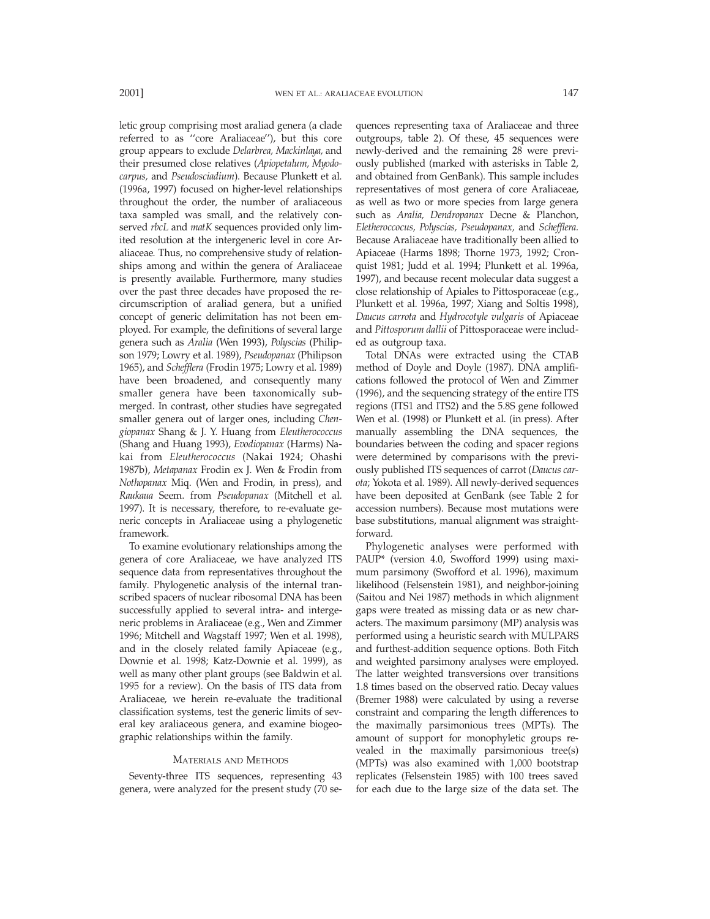letic group comprising most araliad genera (a clade referred to as ''core Araliaceae''), but this core group appears to exclude *Delarbrea, Mackinlaya,* and their presumed close relatives (*Apiopetalum, Myodocarpus,* and *Pseudosciadium*). Because Plunkett et al. (1996a, 1997) focused on higher-level relationships throughout the order, the number of araliaceous taxa sampled was small, and the relatively conserved *rbcL* and *matK* sequences provided only limited resolution at the intergeneric level in core Araliaceae. Thus, no comprehensive study of relationships among and within the genera of Araliaceae is presently available. Furthermore, many studies over the past three decades have proposed the recircumscription of araliad genera, but a unified concept of generic delimitation has not been employed. For example, the definitions of several large genera such as *Aralia* (Wen 1993), *Polyscias* (Philipson 1979; Lowry et al. 1989), *Pseudopanax* (Philipson 1965), and *Schefflera* (Frodin 1975; Lowry et al. 1989) have been broadened, and consequently many smaller genera have been taxonomically submerged. In contrast, other studies have segregated smaller genera out of larger ones, including *Chengiopanax* Shang & J. Y. Huang from *Eleutherococcus* (Shang and Huang 1993), *Evodiopanax* (Harms) Nakai from *Eleutherococcus* (Nakai 1924; Ohashi 1987b), *Metapanax* Frodin ex J. Wen & Frodin from *Nothopanax* Miq. (Wen and Frodin, in press), and *Raukaua* Seem. from *Pseudopanax* (Mitchell et al. 1997). It is necessary, therefore, to re-evaluate generic concepts in Araliaceae using a phylogenetic framework.

To examine evolutionary relationships among the genera of core Araliaceae, we have analyzed ITS sequence data from representatives throughout the family. Phylogenetic analysis of the internal transcribed spacers of nuclear ribosomal DNA has been successfully applied to several intra- and intergeneric problems in Araliaceae (e.g., Wen and Zimmer 1996; Mitchell and Wagstaff 1997; Wen et al. 1998), and in the closely related family Apiaceae (e.g., Downie et al. 1998; Katz-Downie et al. 1999), as well as many other plant groups (see Baldwin et al. 1995 for a review). On the basis of ITS data from Araliaceae, we herein re-evaluate the traditional classification systems, test the generic limits of several key araliaceous genera, and examine biogeographic relationships within the family.

## Materials and Methods

Seventy-three ITS sequences, representing 43 genera, were analyzed for the present study (70 sequences representing taxa of Araliaceae and three outgroups, table 2). Of these, 45 sequences were newly-derived and the remaining 28 were previously published (marked with asterisks in Table 2, and obtained from GenBank). This sample includes representatives of most genera of core Araliaceae, as well as two or more species from large genera such as *Aralia, Dendropanax* Decne & Planchon, *Eletheroccocus, Polyscias, Pseudopanax,* and *Schefflera.* Because Araliaceae have traditionally been allied to Apiaceae (Harms 1898; Thorne 1973, 1992; Cronquist 1981; Judd et al. 1994; Plunkett et al. 1996a, 1997), and because recent molecular data suggest a close relationship of Apiales to Pittosporaceae (e.g., Plunkett et al. 1996a, 1997; Xiang and Soltis 1998), *Daucus carrota* and *Hydrocotyle vulgaris* of Apiaceae and *Pittosporum dallii* of Pittosporaceae were included as outgroup taxa.

Total DNAs were extracted using the CTAB method of Doyle and Doyle (1987). DNA amplifications followed the protocol of Wen and Zimmer (1996), and the sequencing strategy of the entire ITS regions (ITS1 and ITS2) and the 5.8S gene followed Wen et al. (1998) or Plunkett et al. (in press). After manually assembling the DNA sequences, the boundaries between the coding and spacer regions were determined by comparisons with the previously published ITS sequences of carrot (*Daucus carota*; Yokota et al. 1989). All newly-derived sequences have been deposited at GenBank (see Table 2 for accession numbers). Because most mutations were base substitutions, manual alignment was straightforward.

Phylogenetic analyses were performed with PAUP* (version 4.0, Swofford 1999) using maximum parsimony (Swofford et al. 1996), maximum likelihood (Felsenstein 1981), and neighbor-joining (Saitou and Nei 1987) methods in which alignment gaps were treated as missing data or as new characters. The maximum parsimony (MP) analysis was performed using a heuristic search with MULPARS and furthest-addition sequence options. Both Fitch and weighted parsimony analyses were employed. The latter weighted transversions over transitions 1.8 times based on the observed ratio. Decay values (Bremer 1988) were calculated by using a reverse constraint and comparing the length differences to the maximally parsimonious trees (MPTs). The amount of support for monophyletic groups revealed in the maximally parsimonious tree(s) (MPTs) was also examined with 1,000 bootstrap replicates (Felsenstein 1985) with 100 trees saved for each due to the large size of the data set. The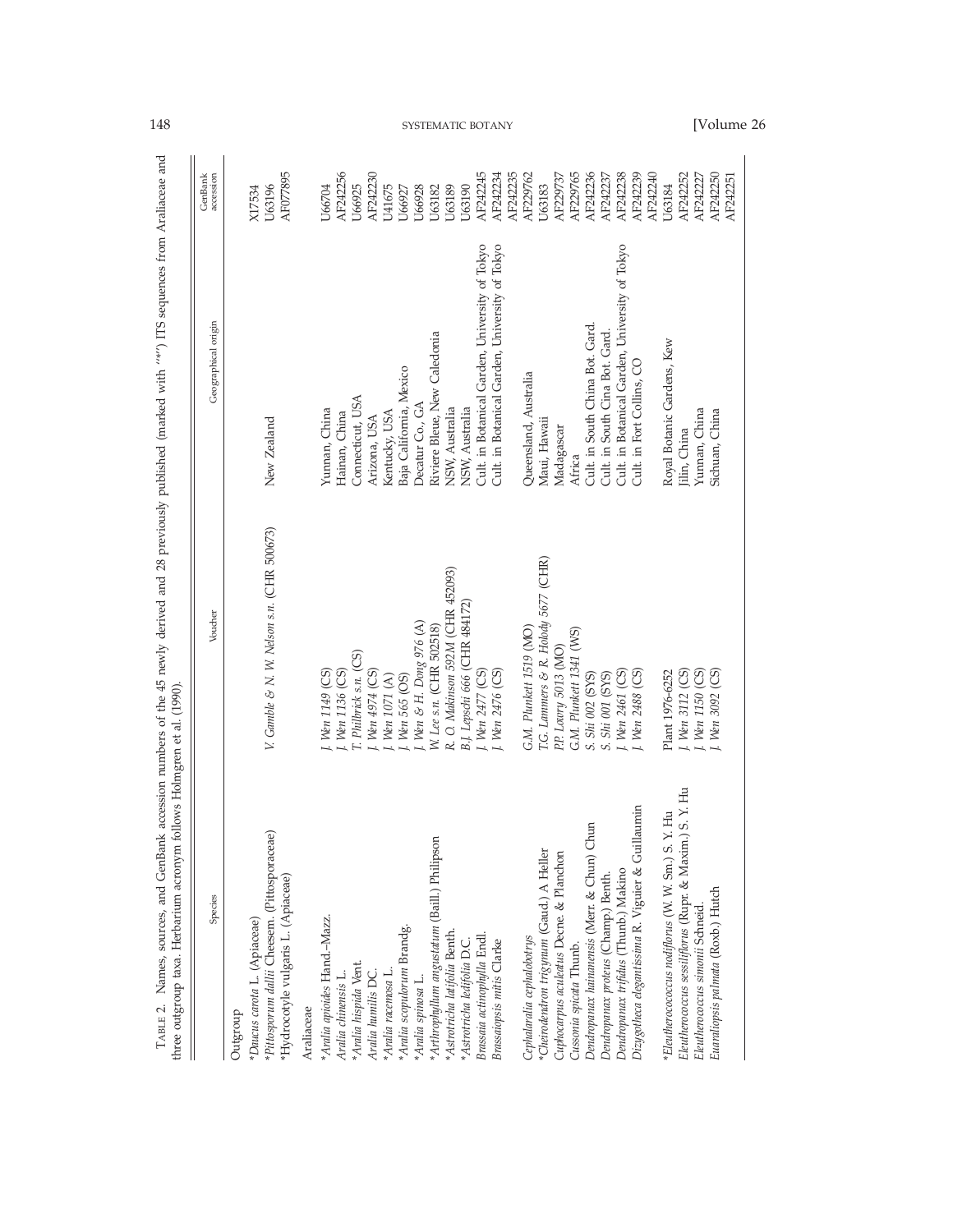TABLE 2. Names, sources, and GenBank accession numbers of the 45 newly derived and 28 previously published (marked with "*") ITS sequences from Araliaceae and three outgroup taxa. Herbarium acronym follows Holmgren et al. (1990).

| Species | Voucher | Geographical origin | GenBank accession |
|---|---|---|---|
| Outgroup | | | |
| *Daucus carota L. (Apiaceae) | | | X17534 |
| *Pittosporum dallii Cheesem. (Pittosporaceae) | V. Gamble & N. W. Nelson s.n. (CHR 500673) | New Zealand | U63196 |
| *Hydrocotyle vulgaris L. (Apiaceae) | | | AF077895 |
| Araliaceae | | | |
| *Aralia apioides Hand.-Mazz. | J. Wen 1149 (CS) | Yunnan, China | U66704 |
| Aralia chinensis L. | J. Wen 1136 (CS) | Hainan, China | AF242256 |
| *Aralia hispida Vent. | T. Philbrick s.n. (CS) | Connecticut, USA | U66925 |
| Aralia humilis DC. | J. Wen 4974 (CS) | Arizona, USA | AF242230 |
| *Aralia racemosa L. | J. Wen 1071 (A) | Kentucky, USA | U41675 |
| *Aralia scopulorum Brandg. | J. Wen 565 (OS) | Baja California, Mexico | U66927 |
| *Aralia spinosa L. | J. Wen & H. Dong 976 (A) | Decatur Co., GA | U66928 |
| *Arthrophyllum angustatum (Baill.) Philipson | W. Lee s.n. (CHR 502518) | Riviere Bleue, New Caledonia | U63182 |
| *Astrotricha latifolia Benth. | R. O. Makinson 592M (CHR 452093) | NSW, Australia | U63189 |
| *Astrotricha ledifolia D.C. | B.J. Lepschi 666 (CHR 484172) | NSW, Australia | U63190 |
| Brassaia actinophylla Endl. | J. Wen 2477 (CS) | Cult. in Botanical Garden, University of Tokyo | AF242245 |
| Brassaiopsis mitis Clarke | J. Wen 2476 (CS) | Cult. in Botanical Garden, University of Tokyo | AF242234 |
| | | | AF242235 |
| Cephalaralia cephalobotrys | G.M. Plunkett 1519 (MO) | Queensland, Australia | AF229762 |
| *Cheirodendron trigynum (Gaud.) A Heller | T.G. Lammers & R. Holody 5677 (CHR) | Maui, Hawaii | U63183 |
| Cuphocarpus aculeatus Decne. & Planchon | P.P. Lowry 5013 (MO) | Madagascar | AF229737 |
| Cussonia spicata Thunb. | G.M. Plunkett 1341 (WS) | Africa | AF229765 |
| Dendropanax hainanensis (Merr. & Chun) Chun | S. Shi 002 (SYS) | Cult. in South China Bot. Gard. | AF242236 |
| Dendropanax proteus (Champ.) Benth. | S. Shi 001 (SYS) | Cult. in South Cina Bot. Gard. | AF242237 |
| Dendropanax trifidus (Thunb.) Makino | J. Wen 2461 (CS) | Cult. in Botanical Garden, University of Tokyo | AF242238 |
| Dizygotheca elegantissima R. Viguier & Guillaumin | J. Wen 2488 (CS) | Cult. in Fort Collins, CO | AF242239 |
| | | | AF242240 |
| *Eleutherococcus nodiflorus (W. W. Sm.) S. Y. Hu | Plant 1976-6252 | Royal Botanic Gardens, Kew | U63184 |
| Eleutherococcus sessiliflorus (Rupr. & Maxim.) S. Y. Hu | J. Wen 3112 (CS) | Jilin, China | AF242252 |
| Eleutherococcus simonii Schneid. | J. Wen 1150 (CS) | Yunnan, China | AF242227 |
| Euaraliopsis palmata (Roxb.) Hutch | J. Wen 3092 (CS) | Sichuan, China | AF242250 |
| | | | AF242251 |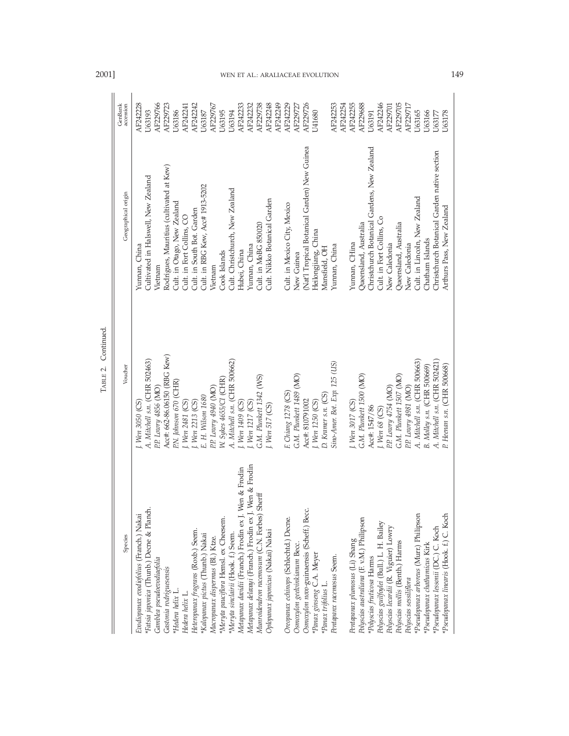TABLE 2. Continued.

| Species | Voucher | Geographical origin | GenBank accession |
|---|---|---|---|
| *Evodiopanax evodiifolius* (Franch.) Nakai | *J. Wen 3050* (CS) | Yunnan, China | AF242228 |
| **Fatsia japonica* (Thunb.) Decne & Planch. | *A. Mitchell s.n.* (CHR 502463) | Cultivated in Halswell, New Zealand | U63193 |
| *Gamblea pseudoevodiaefolia* | *P.P. Lowry 4856* (MO) | Vietnam | AF229766 |
| *Gastonia rodriguesensis* | Acc#: 662-86.06150 (RBG Kew) | Rodrigues, Mauritius (cultivated at Kew) | AF229723 |
| **Hedera helix* L. | *P.N. Johnson 670* (CHR) | Cult. in Otago, New Zealand | U63186 |
| *Hedera helix* L. | *J. Wen 2481* (CS) | Cult. in Fort Collins, CO | AF242241 |
| *Heteropanax fragrans* (Roxb.) Seem. | *J. Wen 2213* (CS) | Cult. in South Bot. Garden | AF242242 |
| **Kalopanax pictus* (Thunb.) Nakai | *E. H. Wilson 1680* | Cult. in RBG Kew, Acc# 1913-5202 | U63187 |
| *Macropanax dispermus* (Bl.) Ktze. | *P.P. Lowry 4940* (MO) | Vietnam | AF229767 |
| **Meryta pauciflora* Hemsl. ex Cheesem. | *W. Sykes 4655/CI* (CHR) | Cook Islands | U63195 |
| **Meryta sinclairii* (Hook. f.) Seem. | *A. Mitchell s.n.* (CHR 500662) | Cult. Christchurch, New Zealand | U63194 |
| *Metapanax davidii* (Franch.) Frodin ex J. Wen & Frodin | *J. Wen 1409* (CS) | Hubei, China | AF242233 |
| *Metapanax delavayi* (Franch.) Frodin ex J. Wen & Frodin | *J. Wen 1217* (CS) | Yunnan, China | AF242232 |
| *Munroidendron racemosum* (C.N. Forbes) Sherff | *G.M. Plunkett 1342* (WS) | Cult. in MoBG 850020 | AF229738 |
| *Oplopanax japonicus* (Nakai) Nakai | *J. Wen 517* (CS) | Cult. Nikko Botanical Garden | AF242248 |
| | | | AF242249 |
| *Oreopanax echinops* (Schlechtd.) Decne. | *F. Chiang 1278* (CS) | Cult. in Mexico City, Mexico | AF242229 |
| *Osmoxylon geelvinkianum* Becc. | *G.M. Plunkett 1489* (MO) | New Guinea | AF229727 |
| *Osmoxylon novo-guinaensis* (Scheff.) Becc. | Acc#: 810791002 | (Nat'l Tropical Botanical Garden) New Guinea | AF229726 |
| **Panax ginseng* C.A. Meyer | *J. Wen 1250* (CS) | Heilongjiang, China | U41680 |
| **Panax trifolius* L. | *D. Kramer s.n.* (CS) | Mansfield, OH | |
| *Pentapanax racemosus* Seem. | *Sino-Amer. Bot. Exp. 125* (US) | Yunnan, China | AF242253 |
| | | | AF242254 |
| *Pentapanax plumosus* (Li) Shang | *J. Wen 3017* (CS) | Yunnan, CHina | AF242255 |
| *Polyscias australiana* (F. v.M.) Philipson | *G.M. Plunkett 1500* (MO) | Queensland, Australia | AF229688 |
| **Polyscias fruticosa* Harms | Acc#: 1547/86 | Christchurch Botanical Gardens, New Zealand | U63191 |
| *Polyscias guilfoylei* (Bull.) L. H. Bailey | *J. Wen 68* (CS) | Cult. in Fort Collins, Co | AF242246 |
| *Polyscias lecardii* (R. Viguier) Lowry | *P.P. Lowry 4754* (MO) | New Caledonia | AF229701 |
| *Polyscias mollis* (Benth.) Harms | *G.M. Plunkett 1507* (MO) | Queensland, Australia | AF229705 |
| *Polyscias sessiliflora* | *P.P. Lowry 4981* (MO) | New Caledonia | AF229717 |
| **Pseudopanax arboreus* (Murr.) Philipson | *A. Mitchell s.n.* (CHR 500663) | Cult. in Lincoln, New Zealand | U63165 |
| **Pseudopanax chathamicus* Kirk | *B. Molloy s.n.* (CHR 500669) | Chatham Islands | U63166 |
| **Pseudopanax lessonii* (DC.) C. Koch | *A. Mitchell s.n.* (CHR 502421) | Christchurch Botanical Garden native section | U63177 |
| **Pseudopanax linearis* (Hook. f.) C. Koch | *P. Heenan s.n.* (CHR 500668) | Arthurs Pass, New Zealand | U63178 |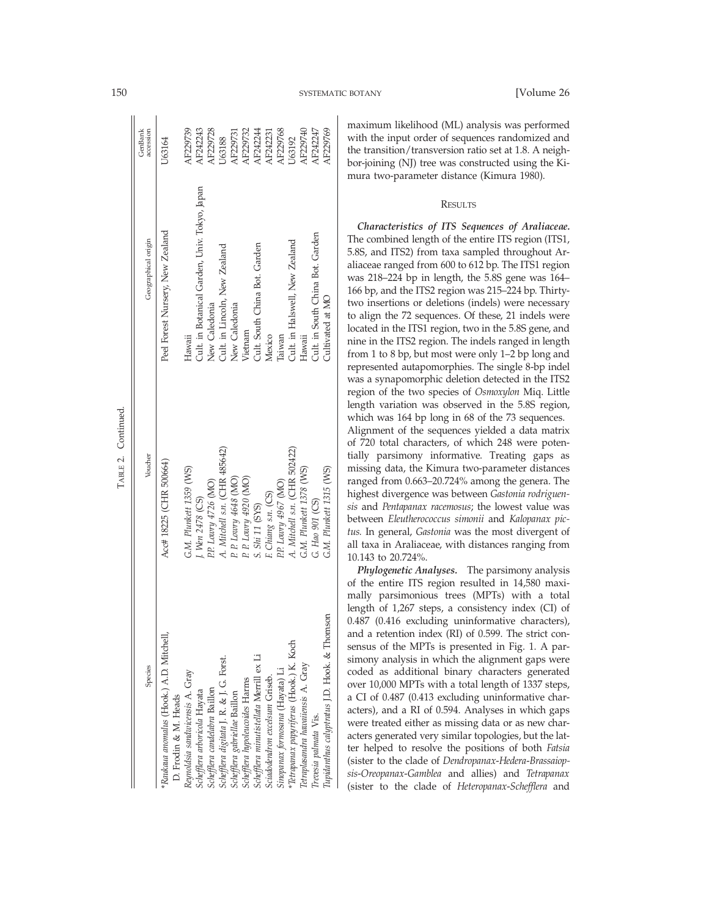TABLE 2. Continued.

| Species | Voucher | Geographical origin | GenBank accession |
|---|---|---|---|
| *Raukaua anomalus (Hook.) A.D. Mitchell, D. Frodin & M. Heads | Acc# 18225 (CHR 500664) | Peel Forest Nursery, New Zealand | U63164 |
| *Reynoldsia sandwicensis* A. Gray | *G.M. Plunkett 1359* (WS) | Hawaii | AF229739 |
| *Schefflera arboricola* Hayata | *J. Wen 2478* (CS) | Cult. in Botanical Garden, Univ. Tokyo, Japan | AF242243 |
| *Schefflera candelabra* Baillon | *P.P. Lowry 4726* (MO) | New Caledonia | AF229728 |
| *Schefflera digitata* J. R. & J. G. Forst. | *A. Mitchell s.n.* (CHR 485642) | Cult. in Lincoln, New Zealand | U63188 |
| *Schefflera gabriellae* Baillon | *P. P. Lowry 4648* (MO) | New Caledonia | AF229731 |
| *Schefflera hypoleucoides* Harms | *P. P. Lowry 4920* (MO) | Vietnam | AF229732 |
| *Schefflera minutistellata* Merrill ex Li | *S. Shi 11* (SYS) | Cult. South China Bot. Garden | AF242244 |
| *Sciadodendron excelsum* Griseb. | *F. Chiang s.n.* (CS) | Mexico | AF242231 |
| *Sinopanax formosana* (Hayata) Li | *P.P. Lowry 4967* (MO) | Taiwan | AF229768 |
| *Tetrapanax papyriferus (Hook.) K. Koch | *A. Mitchell s.n.* (CHR 502422) | Cult. in Halswell, New Zealand | U63192 |
| *Tetraplasandra hawaiiensis* A. Gray | *G.M. Plunkett 1378* (WS) | Hawaii | AF229740 |
| *Trevesia palmata* Vis. | *G. Hao 901* (CS) | Cult. in South China Bot. Garden | AF242247 |
| *Tupidanthus calyptratus* J.D. Hook. & Thomson | *G.M. Plunkett 1315* (WS) | Cultivated at MO | AF229769 |

maximum likelihood (ML) analysis was performed with the input order of sequences randomized and the transition/transversion ratio set at 1.8. A neighbor-joining (NJ) tree was constructed using the Kimura two-parameter distance (Kimura 1980).

## RESULTS

***Characteristics of ITS Sequences of Araliaceae.*** The combined length of the entire ITS region (ITS1, 5.8S, and ITS2) from taxa sampled throughout Araliaceae ranged from 600 to 612 bp. The ITS1 region was 218–224 bp in length, the 5.8S gene was 164–166 bp, and the ITS2 region was 215–224 bp. Thirty-two insertions or deletions (indels) were necessary to align the 72 sequences. Of these, 21 indels were located in the ITS1 region, two in the 5.8S gene, and nine in the ITS2 region. The indels ranged in length from 1 to 8 bp, but most were only 1–2 bp long and represented autapomorphies. The single 8-bp indel was a synapomorphic deletion detected in the ITS2 region of the two species of *Osmoxylon* Miq. Little length variation was observed in the 5.8S region, which was 164 bp long in 68 of the 73 sequences.

Alignment of the sequences yielded a data matrix of 720 total characters, of which 248 were potentially parsimony informative. Treating gaps as missing data, the Kimura two-parameter distances ranged from 0.663–20.724% among the genera. The highest divergence was between *Gastonia rodriguensis* and *Pentapanax racemosus*; the lowest value was between *Eleutherococcus simonii* and *Kalopanax pictus.* In general, *Gastonia* was the most divergent of all taxa in Araliaceae, with distances ranging from 10.143 to 20.724%.

***Phylogenetic Analyses.*** The parsimony analysis of the entire ITS region resulted in 14,580 maximally parsimonious trees (MPTs) with a total length of 1,267 steps, a consistency index (CI) of 0.487 (0.416 excluding uninformative characters), and a retention index (RI) of 0.599. The strict consensus of the MPTs is presented in Fig. 1. A parsimony analysis in which the alignment gaps were coded as additional binary characters generated over 10,000 MPTs with a total length of 1337 steps, a CI of 0.487 (0.413 excluding uninformative characters), and a RI of 0.594. Analyses in which gaps were treated either as missing data or as new characters generated very similar topologies, but the latter helped to resolve the positions of both *Fatsia* (sister to the clade of *Dendropanax-Hedera-Brassaiopsis-Oreopanax-Gamblea* and allies) and *Tetrapanax* (sister to the clade of *Heteropanax-Schefflera* and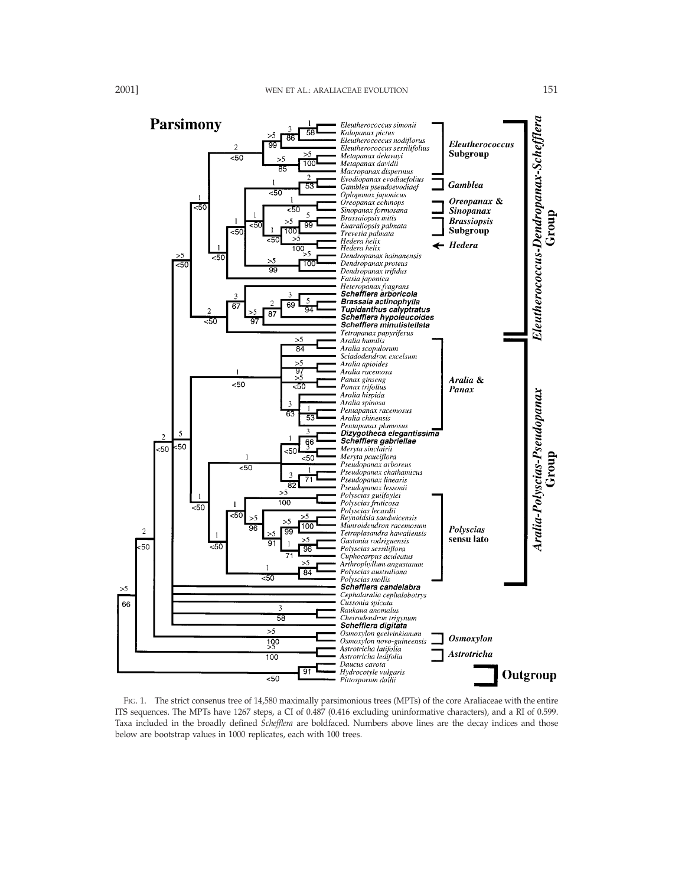FIG. 1. The strict consenus tree of 14,580 maximally parsimonious trees (MPTs) of the core Araliaceae with the entire ITS sequences. The MPTs have 1267 steps, a CI of 0.487 (0.416 excluding uninformative characters), and a RI of 0.599. Taxa included in the broadly defined *Schefflera* are boldfaced. Numbers above lines are the decay indices and those below are bootstrap values in 1000 replicates, each with 100 trees.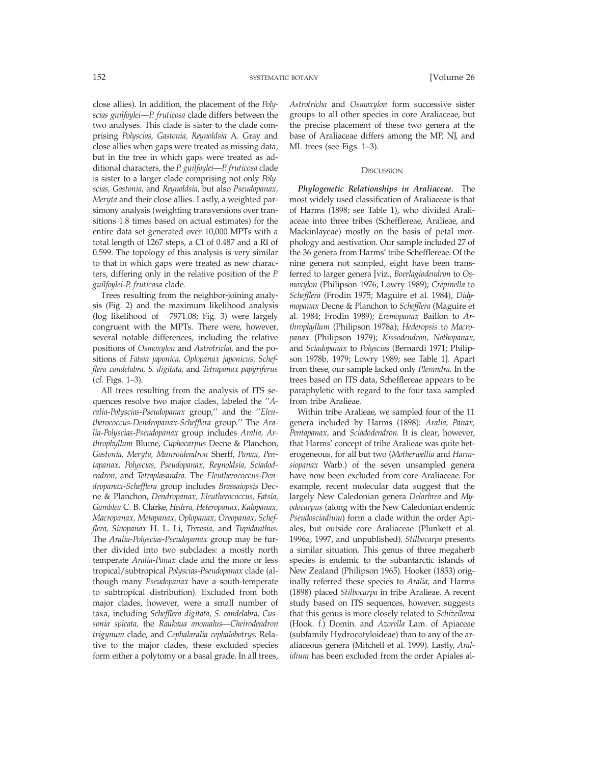close allies). In addition, the placement of the *Polyscias guilfoylei—P. fruticosa* clade differs between the two analyses. This clade is sister to the clade comprising *Polyscias, Gastonia, Reynoldsia* A. Gray and close allies when gaps were treated as missing data, but in the tree in which gaps were treated as additional characters, the *P. guilfoylei—P. fruticosa* clade is sister to a larger clade comprising not only *Polyscias, Gastonia,* and *Reynoldsia,* but also *Pseudopanax, Meryta* and their close allies. Lastly, a weighted parsimony analysis (weighting transversions over transitions 1.8 times based on actual estimates) for the entire data set generated over 10,000 MPTs with a total length of 1267 steps, a CI of 0.487 and a RI of 0.599. The topology of this analysis is very similar to that in which gaps were treated as new characters, differing only in the relative position of the *P. guilfoylei-P. fruticosa* clade.

Trees resulting from the neighbor-joining analysis (Fig. 2) and the maximum likelihood analysis (log likelihood of −7971.08; Fig. 3) were largely congruent with the MPTs. There were, however, several notable differences, including the relative positions of *Osmoxylon* and *Astrotricha,* and the positions of *Fatsia japonica, Oplopanax japonicus, Schefflera candelabra, S. digitata,* and *Tetrapanax papyriferus* (cf. Figs. 1–3).

All trees resulting from the analysis of ITS sequences resolve two major clades, labeled the "*Aralia-Polyscias-Pseudopanax* group," and the "*Eleutherococcus-Dendropanax-Schefflera* group." The *Aralia-Polyscias-Pseudopanax* group includes *Aralia, Arthrophyllum* Blume, *Cuphocarpus* Decne & Planchon, *Gastonia, Meryta, Munroidendron* Sherff, *Panax, Pentapanax, Polyscias, Pseudopanax, Reynoldsia, Sciadodendron,* and *Tetraplasandra.* The *Eleutherococcus-Dendropanax-Schefflera* group includes *Brassaiopsis* Decne & Planchon, *Dendropanax, Eleutherococcus, Fatsia, Gamblea* C. B. Clarke, *Hedera, Heteropanax, Kalopanax, Macropanax, Metapanax, Oplopanax, Oreopanax, Schefflera, Sinopanax* H. L. Li, *Trevesia,* and *Tupidanthus.* The *Aralia-Polyscias-Pseudopanax* group may be further divided into two subclades: a mostly north temperate *Aralia-Panax* clade and the more or less tropical/subtropical *Polyscias-Pseudopanax* clade (although many *Pseudopanax* have a south-temperate to subtropical distribution). Excluded from both major clades, however, were a small number of taxa, including *Schefflera digitata, S. candelabra, Cussonia spicata,* the *Raukaua anomalus—Cheirodendron trigynum* clade, and *Cephalaralia cephalobotrys.* Relative to the major clades, these excluded species form either a polytomy or a basal grade. In all trees, *Astrotricha* and *Osmoxylon* form successive sister groups to all other species in core Araliaceae, but the precise placement of these two genera at the base of Araliaceae differs among the MP, NJ, and ML trees (see Figs. 1–3).

## Discussion

***Phylogenetic Relationships in Araliaceae.*** The most widely used classification of Araliaceae is that of Harms (1898; see Table 1), who divided Araliaceae into three tribes (Schefflereae, Aralieae, and Mackinlayeae) mostly on the basis of petal morphology and aestivation. Our sample included 27 of the 36 genera from Harms' tribe Schefflereae. Of the nine genera not sampled, eight have been transferred to larger genera [viz., *Boerlagiodendron* to *Osmoxylon* (Philipson 1976; Lowry 1989); *Crepinella* to *Schefflera* (Frodin 1975; Maguire et al. 1984), *Didymopanax* Decne & Planchon to *Schefflera* (Maguire et al. 1984; Frodin 1989); *Eremopanax* Baillon to *Arthrophyllum* (Philipson 1978a); *Hederopsis* to *Macropanax* (Philipson 1979); *Kissodendron, Nothopanax,* and *Sciadopanax* to *Polyscias* (Bernardi 1971; Philipson 1978b, 1979; Lowry 1989; see Table 1]. Apart from these, our sample lacked only *Plerandra.* In the trees based on ITS data, Schefflereae appears to be paraphyletic with regard to the four taxa sampled from tribe Aralieae.

Within tribe Aralieae, we sampled four of the 11 genera included by Harms (1898): *Aralia, Panax, Pentapanax,* and *Sciadodendron.* It is clear, however, that Harms' concept of tribe Aralieae was quite heterogeneous, for all but two (*Motherwellia* and *Harmsiopanax* Warb.) of the seven unsampled genera have now been excluded from core Araliaceae. For example, recent molecular data suggest that the largely New Caledonian genera *Delarbrea* and *Myodocarpus* (along with the New Caledonian endemic *Pseudosciadium*) form a clade within the order Apiales, but outside core Araliaceae (Plunkett et al. 1996a, 1997, and unpublished). *Stilbocarpa* presents a similar situation. This genus of three megaherb species is endemic to the subantarctic islands of New Zealand (Philipson 1965). Hooker (1853) originally referred these species to *Aralia,* and Harms (1898) placed *Stilbocarpa* in tribe Aralieae. A recent study based on ITS sequences, however, suggests that this genus is more closely related to *Schizeilema* (Hook. f.) Domin. and *Azorella* Lam. of Apiaceae (subfamily Hydrocotyloideae) than to any of the araliaceous genera (Mitchell et al. 1999). Lastly, *Aralidium* has been excluded from the order Apiales al-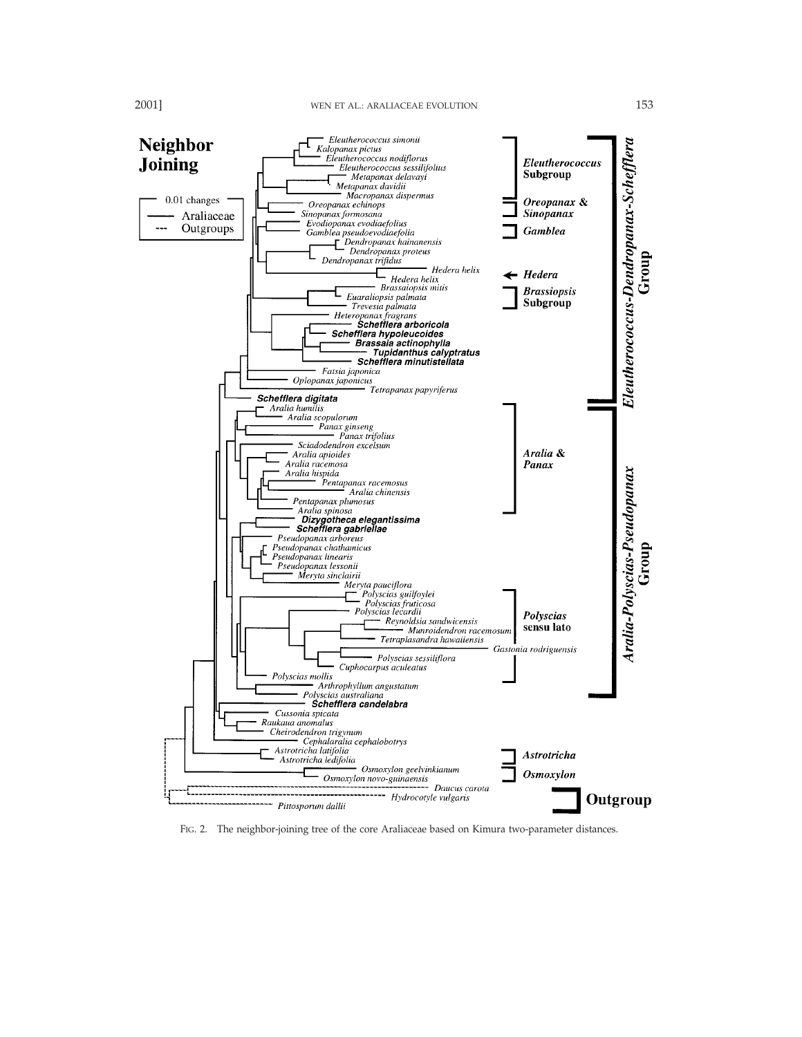FIG. 2. The neighbor-joining tree of the core Araliaceae based on Kimura two-parameter distances.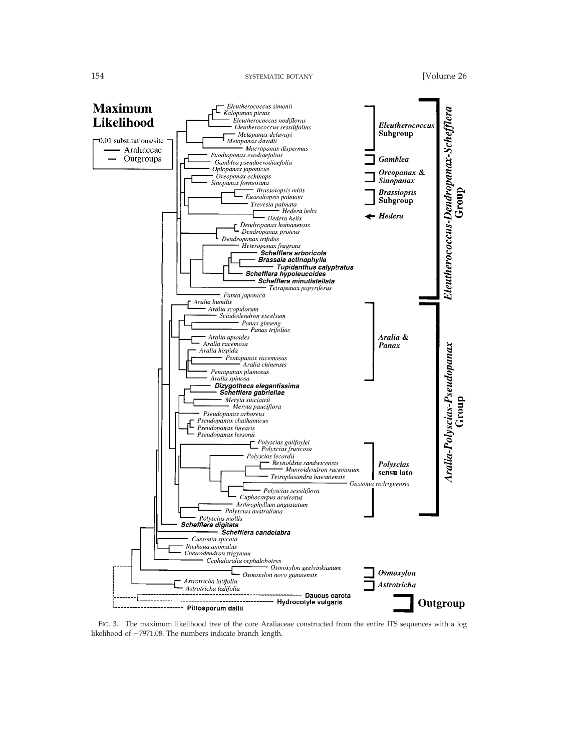FIG. 3. The maximum likelihood tree of the core Araliaceae constructed from the entire ITS sequences with a log likelihood of −7971.08. The numbers indicate branch length.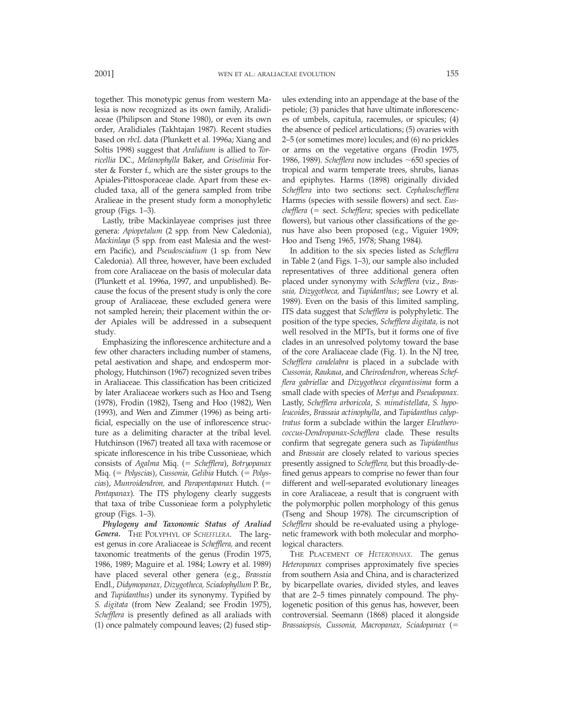together. This monotypic genus from western Malesia is now recognized as its own family, Aralidiaceae (Philipson and Stone 1980), or even its own order, Aralidiales (Takhtajan 1987). Recent studies based on *rbcL* data (Plunkett et al. 1996a; Xiang and Soltis 1998) suggest that *Aralidium* is allied to *Torricellia* DC., *Melanophylla* Baker, and *Griselinia* Forster & Forster f., which are the sister groups to the Apiales-Pittosporaceae clade. Apart from these excluded taxa, all of the genera sampled from tribe Aralieae in the present study form a monophyletic group (Figs. 1–3).

Lastly, tribe Mackinlayeae comprises just three genera: *Apiopetalum* (2 spp. from New Caledonia), *Mackinlaya* (5 spp. from east Malesia and the western Pacific), and *Pseudosciadium* (1 sp. from New Caledonia). All three, however, have been excluded from core Araliaceae on the basis of molecular data (Plunkett et al. 1996a, 1997, and unpublished). Because the focus of the present study is only the core group of Araliaceae, these excluded genera were not sampled herein; their placement within the order Apiales will be addressed in a subsequent study.

Emphasizing the inflorescence architecture and a few other characters including number of stamens, petal aestivation and shape, and endosperm morphology, Hutchinson (1967) recognized seven tribes in Araliaceae. This classification has been criticized by later Araliaceae workers such as Hoo and Tseng (1978), Frodin (1982), Tseng and Hoo (1982), Wen (1993), and Wen and Zimmer (1996) as being artificial, especially on the use of inflorescence structure as a delimiting character at the tribal level. Hutchinson (1967) treated all taxa with racemose or spicate inflorescence in his tribe Cussonieae, which consists of *Agalma* Miq. (= *Schefflera*), *Botryopanax* Miq. (= *Polyscias*), *Cussonia, Gelibia* Hutch. (= *Polyscias*), *Munroidendron,* and *Parapentapanax* Hutch. (= *Pentapanax*). The ITS phylogeny clearly suggests that taxa of tribe Cussonieae form a polyphyletic group (Figs. 1–3).

***Phylogeny and Taxonomic Status of Araliad Genera.*** The Polyphyl of *Schefflera*. The largest genus in core Araliaceae is *Schefflera,* and recent taxonomic treatments of the genus (Frodin 1975, 1986, 1989; Maguire et al. 1984; Lowry et al. 1989) have placed several other genera (e.g., *Brassaia* Endl., *Didymopanax, Dizygotheca, Sciadophyllum* P. Br., and *Tupidanthus*) under its synonymy. Typified by *S. digitata* (from New Zealand; see Frodin 1975), *Schefflera* is presently defined as all araliads with (1) once palmately compound leaves; (2) fused stipules extending into an appendage at the base of the petiole; (3) panicles that have ultimate inflorescences of umbels, capitula, racemules, or spicules; (4) the absence of pedicel articulations; (5) ovaries with 2–5 (or sometimes more) locules; and (6) no prickles or arms on the vegetative organs (Frodin 1975, 1986, 1989). *Schefflera* now includes ~650 species of tropical and warm temperate trees, shrubs, lianas and epiphytes. Harms (1898) originally divided *Schefflera* into two sections: sect. *Cephaloschefflera* Harms (species with sessile flowers) and sect. *Euschefflera* (= sect. *Schefflera*; species with pedicellate flowers), but various other classifications of the genus have also been proposed (e.g., Viguier 1909; Hoo and Tseng 1965, 1978; Shang 1984).

In addition to the six species listed as *Schefflera* in Table 2 (and Figs. 1–3), our sample also included representatives of three additional genera often placed under synonymy with *Schefflera* (viz., *Brassaia, Dizygotheca,* and *Tupidanthus*; see Lowry et al. 1989). Even on the basis of this limited sampling, ITS data suggest that *Schefflera* is polyphyletic. The position of the type species, *Schefflera digitata,* is not well resolved in the MPTs, but it forms one of five clades in an unresolved polytomy toward the base of the core Araliaceae clade (Fig. 1). In the NJ tree, *Schefflera candelabra* is placed in a subclade with *Cussonia*, *Raukaua*, and *Cheirodendron*, whereas *Schefflera gabriellae* and *Dizygotheca elegantissima* form a small clade with species of *Mertya* and *Pseudopanax.* Lastly, *Schefflera arboricola*, *S. minutistellata*, *S. hypoleucoides*, *Brassaia actinophylla*, and *Tupidanthus calyptratus* form a subclade within the larger *Eleutherococcus-Dendropanax-Schefflera* clade. These results confirm that segregate genera such as *Tupidanthus* and *Brassaia* are closely related to various species presently assigned to *Schefflera,* but this broadly-defined genus appears to comprise no fewer than four different and well-separated evolutionary lineages in core Araliaceae, a result that is congruent with the polymorphic pollen morphology of this genus (Tseng and Shoup 1978). The circumscription of *Schefflera* should be re-evaluated using a phylogenetic framework with both molecular and morphological characters.

The Placement of *Heteropanax*. The genus *Heteropanax* comprises approximately five species from southern Asia and China, and is characterized by bicarpellate ovaries, divided styles, and leaves that are 2–5 times pinnately compound. The phylogenetic position of this genus has, however, been controversial. Seemann (1868) placed it alongside *Brassaiopsis, Cussonia, Macropanax, Sciadopanax* (=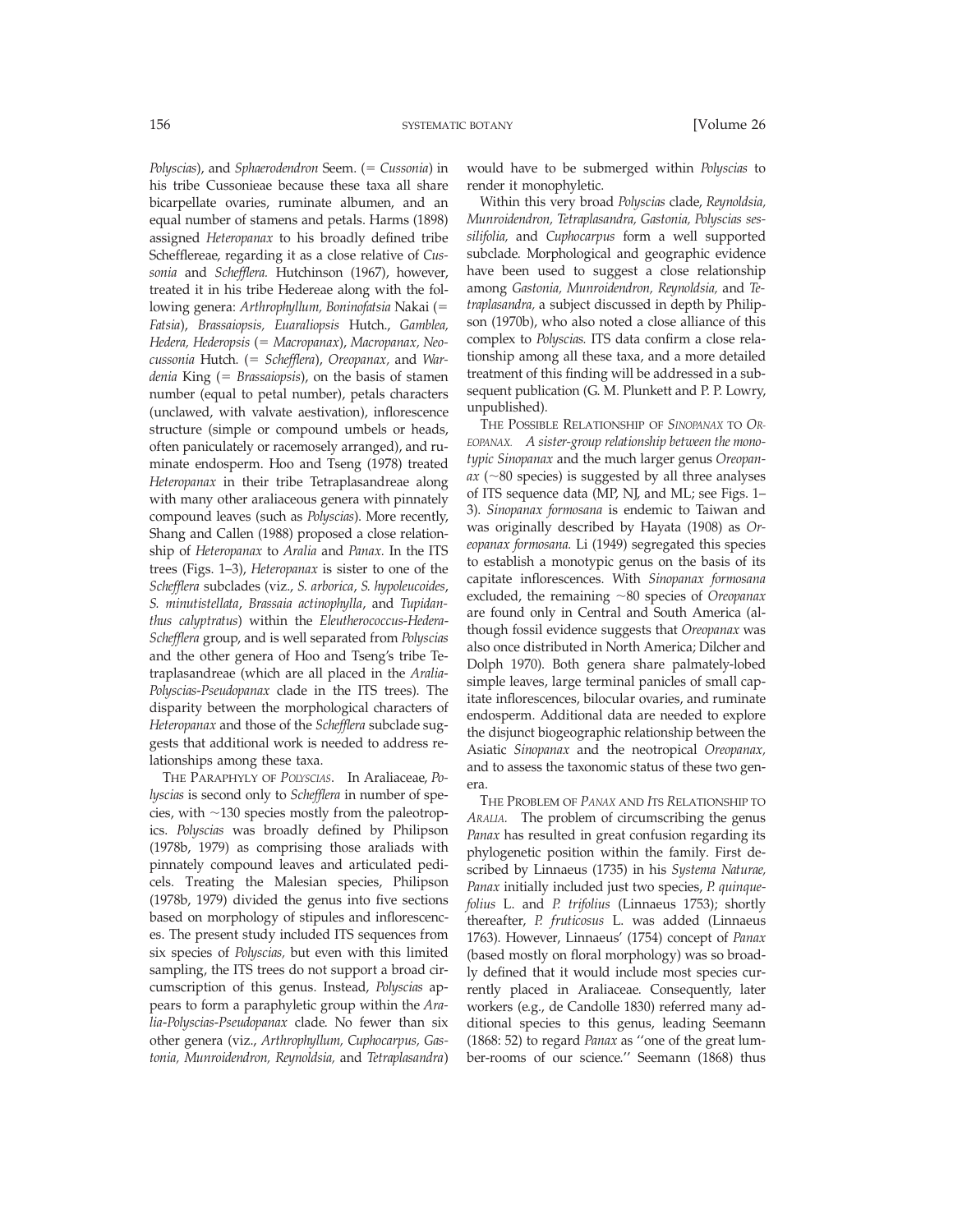*Polyscias*), and *Sphaerodendron* Seem. (= *Cussonia*) in his tribe Cussonieae because these taxa all share bicarpellate ovaries, ruminate albumen, and an equal number of stamens and petals. Harms (1898) assigned *Heteropanax* to his broadly defined tribe Scheffle­reae, regarding it as a close relative of *Cussonia* and *Schefflera.* Hutchinson (1967), however, treated it in his tribe Hedereae along with the following genera: *Arthrophyllum, Boninofatsia* Nakai (= *Fatsia*), *Brassaiopsis, Euaraliopsis* Hutch., *Gamblea, Hedera, Hederopsis* (= *Macropanax*), *Macropanax, Neocussonia* Hutch. (= *Schefflera*), *Oreopanax,* and *Wardenia* King (= *Brassaiopsis*), on the basis of stamen number (equal to petal number), petals characters (unclawed, with valvate aestivation), inflorescence structure (simple or compound umbels or heads, often paniculately or racemosely arranged), and ruminate endosperm. Hoo and Tseng (1978) treated *Heteropanax* in their tribe Tetraplasandreae along with many other araliaceous genera with pinnately compound leaves (such as *Polyscias*). More recently, Shang and Callen (1988) proposed a close relationship of *Heteropanax* to *Aralia* and *Panax.* In the ITS trees (Figs. 1–3), *Heteropanax* is sister to one of the *Schefflera* subclades (viz., *S. arborica*, *S. hypoleucoides*, *S. minutistellata*, *Brassaia actinophylla*, and *Tupidanthus calyptratus*) within the *Eleutherococcus-Hedera-Schefflera* group, and is well separated from *Polyscias* and the other genera of Hoo and Tseng's tribe Tetraplasandreae (which are all placed in the *Aralia-Polyscias-Pseudopanax* clade in the ITS trees). The disparity between the morphological characters of *Heteropanax* and those of the *Schefflera* subclade suggests that additional work is needed to address relationships among these taxa.

THE PARAPHYLY OF *POLYSCIAS*. In Araliaceae, *Polyscias* is second only to *Schefflera* in number of species, with ~130 species mostly from the paleotropics. *Polyscias* was broadly defined by Philipson (1978b, 1979) as comprising those araliads with pinnately compound leaves and articulated pedicels. Treating the Malesian species, Philipson (1978b, 1979) divided the genus into five sections based on morphology of stipules and inflorescences. The present study included ITS sequences from six species of *Polyscias,* but even with this limited sampling, the ITS trees do not support a broad circumscription of this genus. Instead, *Polyscias* appears to form a paraphyletic group within the *Aralia-Polyscias-Pseudopanax* clade. No fewer than six other genera (viz., *Arthrophyllum, Cuphocarpus, Gastonia, Munroidendron, Reynoldsia,* and *Tetraplasandra*) would have to be submerged within *Polyscias* to render it monophyletic.

Within this very broad *Polyscias* clade, *Reynoldsia, Munroidendron, Tetraplasandra, Gastonia, Polyscias sessilifolia,* and *Cuphocarpus* form a well supported subclade. Morphological and geographic evidence have been used to suggest a close relationship among *Gastonia, Munroidendron, Reynoldsia,* and *Tetraplasandra,* a subject discussed in depth by Philipson (1970b), who also noted a close alliance of this complex to *Polyscias.* ITS data confirm a close relationship among all these taxa, and a more detailed treatment of this finding will be addressed in a subsequent publication (G. M. Plunkett and P. P. Lowry, unpublished).

THE POSSIBLE RELATIONSHIP OF *SINOPANAX* TO *OREOPANAX.* *A sister-group relationship between the monotypic Sinopanax and the much larger genus Oreopanax* (~80 species) is suggested by all three analyses of ITS sequence data (MP, NJ, and ML; see Figs. 1–3). *Sinopanax formosana* is endemic to Taiwan and was originally described by Hayata (1908) as *Oreopanax formosana.* Li (1949) segregated this species to establish a monotypic genus on the basis of its capitate inflorescences. With *Sinopanax formosana* excluded, the remaining ~80 species of *Oreopanax* are found only in Central and South America (although fossil evidence suggests that *Oreopanax* was also once distributed in North America; Dilcher and Dolph 1970). Both genera share palmately-lobed simple leaves, large terminal panicles of small capitate inflorescences, bilocular ovaries, and ruminate endosperm. Additional data are needed to explore the disjunct biogeographic relationship between the Asiatic *Sinopanax* and the neotropical *Oreopanax,* and to assess the taxonomic status of these two genera.

THE PROBLEM OF *PANAX* AND ITS RELATIONSHIP TO *ARALIA.* The problem of circumscribing the genus *Panax* has resulted in great confusion regarding its phylogenetic position within the family. First described by Linnaeus (1735) in his *Systema Naturae, Panax* initially included just two species, *P. quinquefolius* L. and *P. trifolius* (Linnaeus 1753); shortly thereafter, *P. fruticosus* L. was added (Linnaeus 1763). However, Linnaeus' (1754) concept of *Panax* (based mostly on floral morphology) was so broadly defined that it would include most species currently placed in Araliaceae. Consequently, later workers (e.g., de Candolle 1830) referred many additional species to this genus, leading Seemann (1868: 52) to regard *Panax* as ''one of the great lumber-rooms of our science.'' Seemann (1868) thus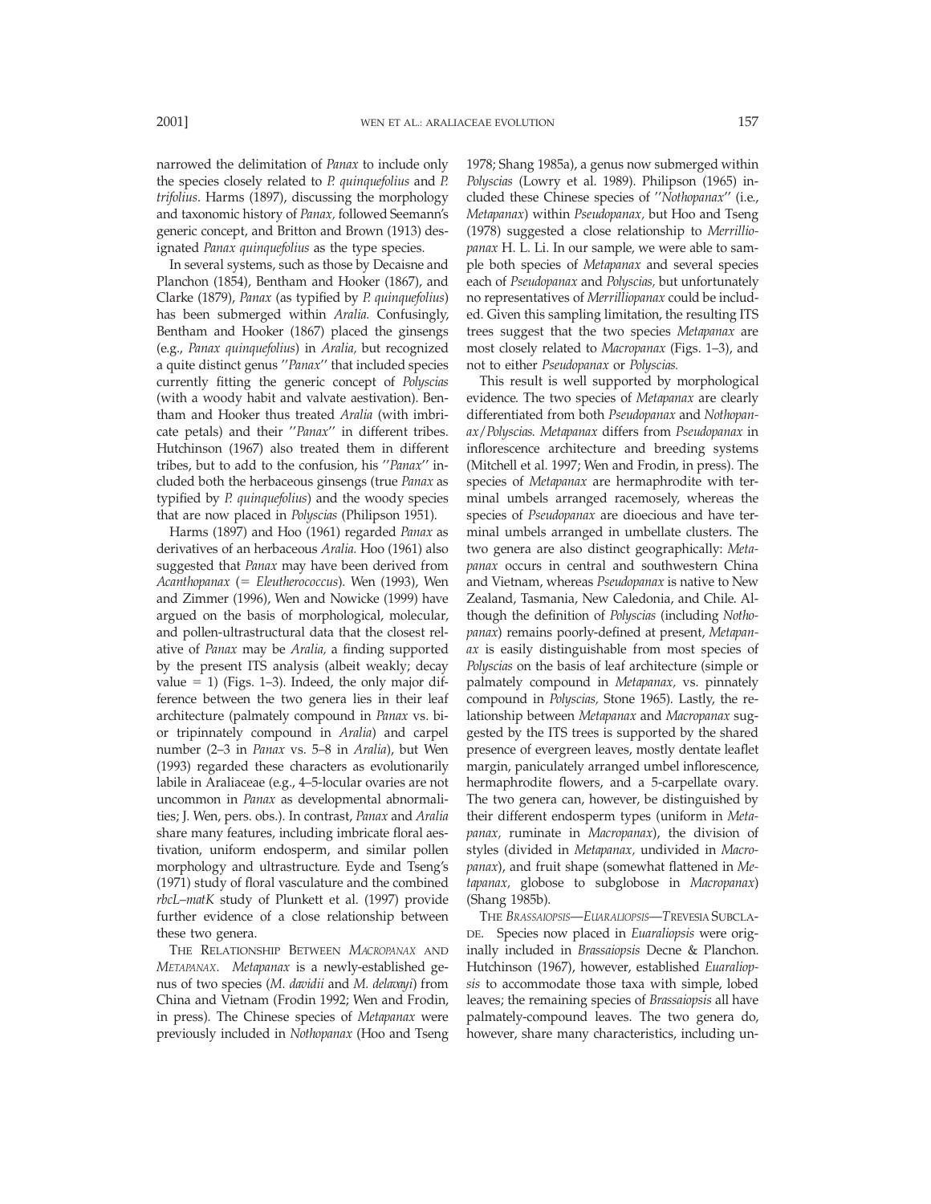narrowed the delimitation of *Panax* to include only the species closely related to *P. quinquefolius* and *P. trifolius*. Harms (1897), discussing the morphology and taxonomic history of *Panax,* followed Seemann's generic concept, and Britton and Brown (1913) designated *Panax quinquefolius* as the type species.

In several systems, such as those by Decaisne and Planchon (1854), Bentham and Hooker (1867), and Clarke (1879), *Panax* (as typified by *P. quinquefolius*) has been submerged within *Aralia.* Confusingly, Bentham and Hooker (1867) placed the ginsengs (e.g., *Panax quinquefolius*) in *Aralia,* but recognized a quite distinct genus ''*Panax*'' that included species currently fitting the generic concept of *Polyscias* (with a woody habit and valvate aestivation). Bentham and Hooker thus treated *Aralia* (with imbricate petals) and their ''*Panax*'' in different tribes. Hutchinson (1967) also treated them in different tribes, but to add to the confusion, his ''*Panax*'' included both the herbaceous ginsengs (true *Panax* as typified by *P. quinquefolius*) and the woody species that are now placed in *Polyscias* (Philipson 1951).

Harms (1897) and Hoo (1961) regarded *Panax* as derivatives of an herbaceous *Aralia.* Hoo (1961) also suggested that *Panax* may have been derived from *Acanthopanax* (= *Eleutherococcus*). Wen (1993), Wen and Zimmer (1996), Wen and Nowicke (1999) have argued on the basis of morphological, molecular, and pollen-ultrastructural data that the closest relative of *Panax* may be *Aralia,* a finding supported by the present ITS analysis (albeit weakly; decay value = 1) (Figs. 1–3). Indeed, the only major difference between the two genera lies in their leaf architecture (palmately compound in *Panax* vs. bi- or tripinnately compound in *Aralia*) and carpel number (2–3 in *Panax* vs. 5–8 in *Aralia*), but Wen (1993) regarded these characters as evolutionarily labile in Araliaceae (e.g., 4–5-locular ovaries are not uncommon in *Panax* as developmental abnormalities; J. Wen, pers. obs.). In contrast, *Panax* and *Aralia* share many features, including imbricate floral aestivation, uniform endosperm, and similar pollen morphology and ultrastructure. Eyde and Tseng's (1971) study of floral vasculature and the combined *rbcL–matK* study of Plunkett et al. (1997) provide further evidence of a close relationship between these two genera.

THE RELATIONSHIP BETWEEN *MACROPANAX* AND *METAPANAX*. *Metapanax* is a newly-established genus of two species (*M. davidii* and *M. delavayi*) from China and Vietnam (Frodin 1992; Wen and Frodin, in press). The Chinese species of *Metapanax* were previously included in *Nothopanax* (Hoo and Tseng 1978; Shang 1985a), a genus now submerged within *Polyscias* (Lowry et al. 1989). Philipson (1965) included these Chinese species of ''*Nothopanax*'' (i.e., *Metapanax*) within *Pseudopanax,* but Hoo and Tseng (1978) suggested a close relationship to *Merrilliopanax* H. L. Li. In our sample, we were able to sample both species of *Metapanax* and several species each of *Pseudopanax* and *Polyscias,* but unfortunately no representatives of *Merrilliopanax* could be included. Given this sampling limitation, the resulting ITS trees suggest that the two species *Metapanax* are most closely related to *Macropanax* (Figs. 1–3), and not to either *Pseudopanax* or *Polyscias.*

This result is well supported by morphological evidence. The two species of *Metapanax* are clearly differentiated from both *Pseudopanax* and *Nothopanax/Polyscias. Metapanax* differs from *Pseudopanax* in inflorescence architecture and breeding systems (Mitchell et al. 1997; Wen and Frodin, in press). The species of *Metapanax* are hermaphrodite with terminal umbels arranged racemosely, whereas the species of *Pseudopanax* are dioecious and have terminal umbels arranged in umbellate clusters. The two genera are also distinct geographically: *Metapanax* occurs in central and southwestern China and Vietnam, whereas *Pseudopanax* is native to New Zealand, Tasmania, New Caledonia, and Chile. Although the definition of *Polyscias* (including *Nothopanax*) remains poorly-defined at present, *Metapanax* is easily distinguishable from most species of *Polyscias* on the basis of leaf architecture (simple or palmately compound in *Metapanax,* vs. pinnately compound in *Polyscias,* Stone 1965). Lastly, the relationship between *Metapanax* and *Macropanax* suggested by the ITS trees is supported by the shared presence of evergreen leaves, mostly dentate leaflet margin, paniculately arranged umbel inflorescence, hermaphrodite flowers, and a 5-carpellate ovary. The two genera can, however, be distinguished by their different endosperm types (uniform in *Metapanax,* ruminate in *Macropanax*), the division of styles (divided in *Metapanax,* undivided in *Macropanax*), and fruit shape (somewhat flattened in *Metapanax,* globose to subglobose in *Macropanax*) (Shang 1985b).

THE *BRASSAIOPSIS*—*EUARALIOPSIS*—*TREVESIA* SUBCLADE. Species now placed in *Euaraliopsis* were originally included in *Brassaiopsis* Decne & Planchon. Hutchinson (1967), however, established *Euaraliopsis* to accommodate those taxa with simple, lobed leaves; the remaining species of *Brassaiopsis* all have palmately-compound leaves. The two genera do, however, share many characteristics, including un-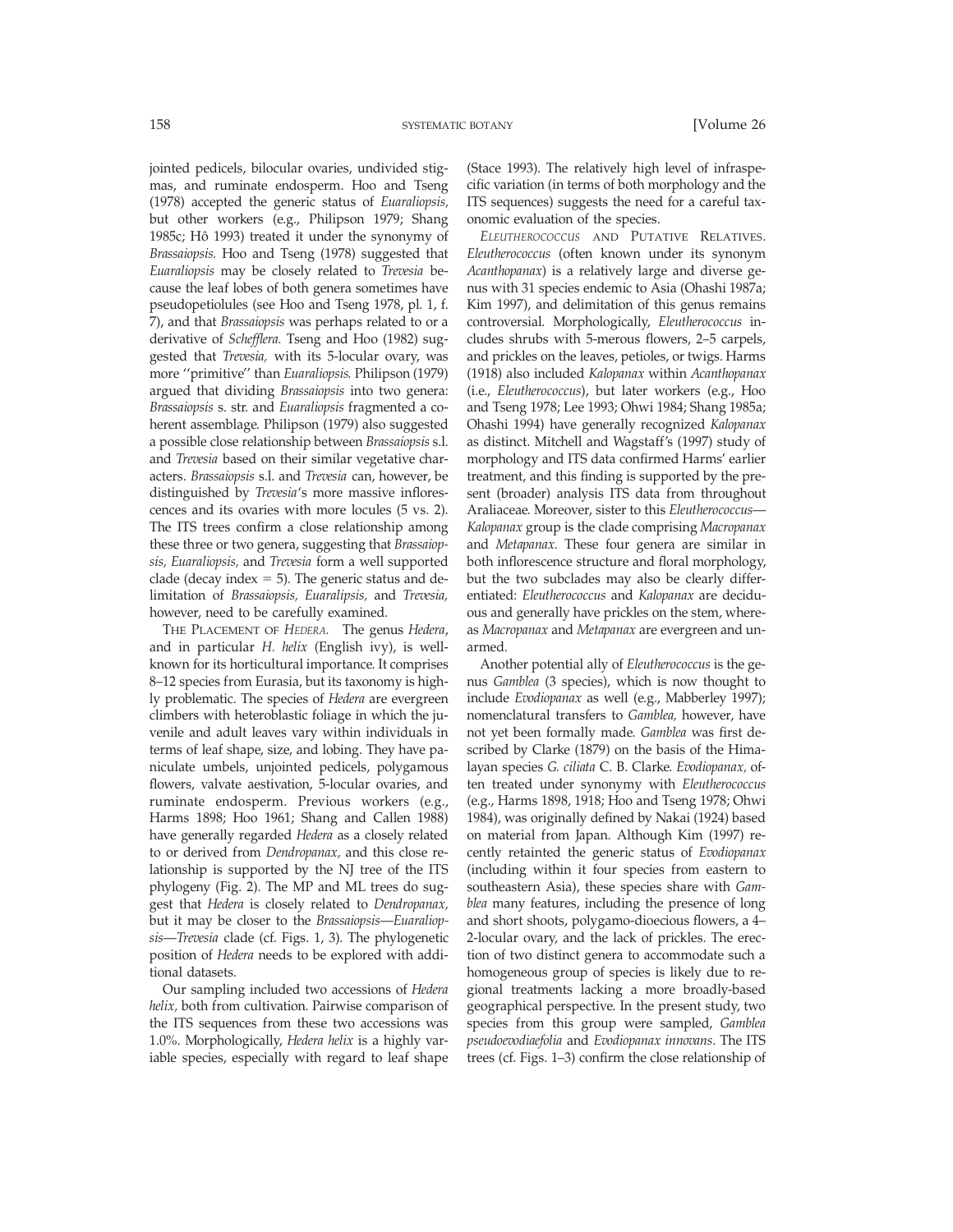jointed pedicels, bilocular ovaries, undivided stigmas, and ruminate endosperm. Hoo and Tseng (1978) accepted the generic status of *Euaraliopsis,* but other workers (e.g., Philipson 1979; Shang 1985c; Hô 1993) treated it under the synonymy of *Brassaiopsis.* Hoo and Tseng (1978) suggested that *Euaraliopsis* may be closely related to *Trevesia* because the leaf lobes of both genera sometimes have pseudopetiolules (see Hoo and Tseng 1978, pl. 1, f. 7), and that *Brassaiopsis* was perhaps related to or a derivative of *Schefflera.* Tseng and Hoo (1982) suggested that *Trevesia,* with its 5-locular ovary, was more ''primitive'' than *Euaraliopsis.* Philipson (1979) argued that dividing *Brassaiopsis* into two genera: *Brassaiopsis* s. str. and *Euaraliopsis* fragmented a coherent assemblage. Philipson (1979) also suggested a possible close relationship between *Brassaiopsis* s.l. and *Trevesia* based on their similar vegetative characters. *Brassaiopsis* s.l. and *Trevesia* can, however, be distinguished by *Trevesia*'s more massive inflorescences and its ovaries with more locules (5 vs. 2). The ITS trees confirm a close relationship among these three or two genera, suggesting that *Brassaiopsis, Euaraliopsis,* and *Trevesia* form a well supported clade (decay index = 5). The generic status and delimitation of *Brassaiopsis, Euaralipsis,* and *Trevesia,* however, need to be carefully examined.

THE PLACEMENT OF *HEDERA*. The genus *Hedera*, and in particular *H. helix* (English ivy), is well-known for its horticultural importance. It comprises 8–12 species from Eurasia, but its taxonomy is highly problematic. The species of *Hedera* are evergreen climbers with heteroblastic foliage in which the juvenile and adult leaves vary within individuals in terms of leaf shape, size, and lobing. They have paniculate umbels, unjointed pedicels, polygamous flowers, valvate aestivation, 5-locular ovaries, and ruminate endosperm. Previous workers (e.g., Harms 1898; Hoo 1961; Shang and Callen 1988) have generally regarded *Hedera* as a closely related to or derived from *Dendropanax,* and this close relationship is supported by the NJ tree of the ITS phylogeny (Fig. 2). The MP and ML trees do suggest that *Hedera* is closely related to *Dendropanax,* but it may be closer to the *Brassaiopsis*—*Euaraliopsis*—*Trevesia* clade (cf. Figs. 1, 3). The phylogenetic position of *Hedera* needs to be explored with additional datasets.

Our sampling included two accessions of *Hedera helix,* both from cultivation. Pairwise comparison of the ITS sequences from these two accessions was 1.0%. Morphologically, *Hedera helix* is a highly variable species, especially with regard to leaf shape (Stace 1993). The relatively high level of infraspecific variation (in terms of both morphology and the ITS sequences) suggests the need for a careful taxonomic evaluation of the species.

*ELEUTHEROCOCCUS* AND PUTATIVE RELATIVES. *Eleutherococcus* (often known under its synonym *Acanthopanax*) is a relatively large and diverse genus with 31 species endemic to Asia (Ohashi 1987a; Kim 1997), and delimitation of this genus remains controversial. Morphologically, *Eleutherococcus* includes shrubs with 5-merous flowers, 2–5 carpels, and prickles on the leaves, petioles, or twigs. Harms (1918) also included *Kalopanax* within *Acanthopanax* (i.e., *Eleutherococcus*), but later workers (e.g., Hoo and Tseng 1978; Lee 1993; Ohwi 1984; Shang 1985a; Ohashi 1994) have generally recognized *Kalopanax* as distinct. Mitchell and Wagstaff's (1997) study of morphology and ITS data confirmed Harms' earlier treatment, and this finding is supported by the present (broader) analysis ITS data from throughout Araliaceae. Moreover, sister to this *Eleutherococcus*—*Kalopanax* group is the clade comprising *Macropanax* and *Metapanax.* These four genera are similar in both inflorescence structure and floral morphology, but the two subclades may also be clearly differentiated: *Eleutherococcus* and *Kalopanax* are deciduous and generally have prickles on the stem, whereas *Macropanax* and *Metapanax* are evergreen and unarmed.

Another potential ally of *Eleutherococcus* is the genus *Gamblea* (3 species), which is now thought to include *Evodiopanax* as well (e.g., Mabberley 1997); nomenclatural transfers to *Gamblea,* however, have not yet been formally made. *Gamblea* was first described by Clarke (1879) on the basis of the Himalayan species *G. ciliata* C. B. Clarke. *Evodiopanax,* often treated under synonymy with *Eleutherococcus* (e.g., Harms 1898, 1918; Hoo and Tseng 1978; Ohwi 1984), was originally defined by Nakai (1924) based on material from Japan. Although Kim (1997) recently retainted the generic status of *Evodiopanax* (including within it four species from eastern to southeastern Asia), these species share with *Gamblea* many features, including the presence of long and short shoots, polygamo-dioecious flowers, a 4–2-locular ovary, and the lack of prickles. The erection of two distinct genera to accommodate such a homogeneous group of species is likely due to regional treatments lacking a more broadly-based geographical perspective. In the present study, two species from this group were sampled, *Gamblea pseudoevodiaefolia* and *Evodiopanax innovans*. The ITS trees (cf. Figs. 1–3) confirm the close relationship of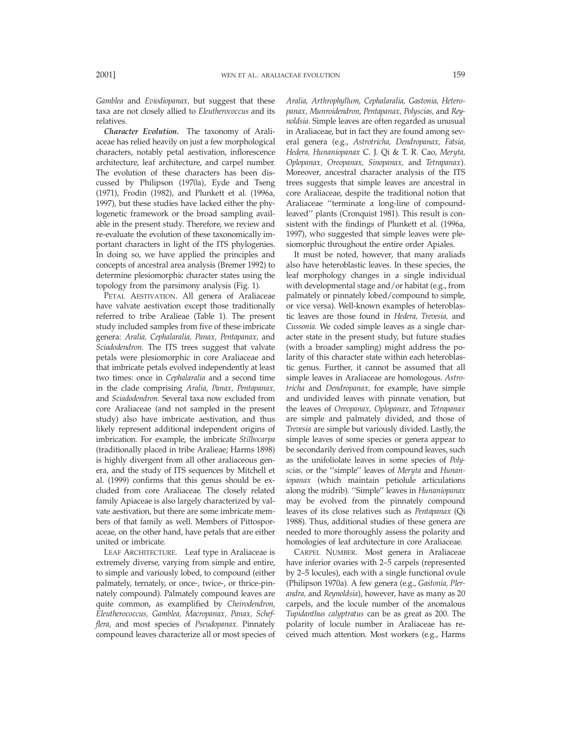*Gamblea* and *Eviodiopanax,* but suggest that these taxa are not closely allied to *Eleutherococcus* and its relatives.

***Character Evolution.*** The taxonomy of Araliaceae has relied heavily on just a few morphological characters, notably petal aestivation, inflorescence architecture, leaf architecture, and carpel number. The evolution of these characters has been discussed by Philipson (1970a), Eyde and Tseng (1971), Frodin (1982), and Plunkett et al. (1996a, 1997), but these studies have lacked either the phylogenetic framework or the broad sampling available in the present study. Therefore, we review and re-evaluate the evolution of these taxonomically important characters in light of the ITS phylogenies. In doing so, we have applied the principles and concepts of ancestral area analysis (Bremer 1992) to determine plesiomorphic character states using the topology from the parsimony analysis (Fig. 1).

PETAL AESTIVATION. All genera of Araliaceae have valvate aestivation except those traditionally referred to tribe Aralieae (Table 1). The present study included samples from five of these imbricate genera: *Aralia, Cephalaralia, Panax, Pentapanax,* and *Sciadodendron.* The ITS trees suggest that valvate petals were plesiomorphic in core Araliaceae and that imbricate petals evolved independently at least two times: once in *Cephalaralia* and a second time in the clade comprising *Aralia, Panax, Pentapanax,* and *Sciadodendron.* Several taxa now excluded from core Araliaceae (and not sampled in the present study) also have imbricate aestivation, and thus likely represent additional independent origins of imbrication. For example, the imbricate *Stilbocarpa* (traditionally placed in tribe Aralieae; Harms 1898) is highly divergent from all other araliaceous genera, and the study of ITS sequences by Mitchell et al. (1999) confirms that this genus should be excluded from core Araliaceae. The closely related family Apiaceae is also largely characterized by valvate aestivation, but there are some imbricate members of that family as well. Members of Pittosporaceae, on the other hand, have petals that are either united or imbricate.

LEAF ARCHITECTURE. Leaf type in Araliaceae is extremely diverse, varying from simple and entire, to simple and variously lobed, to compound (either palmately, ternately, or once-, twice-, or thrice-pinnately compound). Palmately compound leaves are quite common, as examplified by *Cheirodendron, Eleutherococcus, Gamblea, Macropanax, Panax, Schefflera,* and most species of *Pseudopanax.* Pinnately compound leaves characterize all or most species of *Aralia, Arthrophyllum, Cephalaralia, Gastonia, Heteropanax, Munroidendron, Pentapanax, Polyscias,* and *Reynoldsia.* Simple leaves are often regarded as unusual in Araliaceae, but in fact they are found among several genera (e.g., *Astrotricha, Dendropanax, Fatsia, Hedera, Hunaniopanax* C. J. Qi & T. R. Cao, *Meryta, Oplopanax, Oreopanax, Sinopanax,* and *Tetrapanax*). Moreover, ancestral character analysis of the ITS trees suggests that simple leaves are ancestral in core Araliaceae, despite the traditional notion that Araliaceae "terminate a long-line of compound-leaved" plants (Cronquist 1981). This result is consistent with the findings of Plunkett et al. (1996a, 1997), who suggested that simple leaves were plesiomorphic throughout the entire order Apiales.

It must be noted, however, that many araliads also have heteroblastic leaves. In these species, the leaf morphology changes in a single individual with developmental stage and/or habitat (e.g., from palmately or pinnately lobed/compound to simple, or vice versa). Well-known examples of heteroblastic leaves are those found in *Hedera, Trevesia,* and *Cussonia.* We coded simple leaves as a single character state in the present study, but future studies (with a broader sampling) might address the polarity of this character state within each heteroblastic genus. Further, it cannot be assumed that all simple leaves in Araliaceae are homologous. *Astrotricha* and *Dendropanax,* for example, have simple and undivided leaves with pinnate venation, but the leaves of *Oreopanax, Oplopanax,* and *Tetrapanax* are simple and palmately divided, and those of *Trevesia* are simple but variously divided. Lastly, the simple leaves of some species or genera appear to be secondarily derived from compound leaves, such as the unifoliolate leaves in some species of *Polyscias,* or the "simple" leaves of *Meryta* and *Hunaniopanax* (which maintain petiolule articulations along the midrib). "Simple" leaves in *Hunaniopanax* may be evolved from the pinnately compound leaves of its close relatives such as *Pentapanax* (Qi 1988). Thus, additional studies of these genera are needed to more thoroughly assess the polarity and homologies of leaf architecture in core Araliaceae.

CARPEL NUMBER. Most genera in Araliaceae have inferior ovaries with 2–5 carpels (represented by 2–5 locules), each with a single functional ovule (Philipson 1970a). A few genera (e.g., *Gastonia, Plerandra,* and *Reynoldsia*), however, have as many as 20 carpels, and the locule number of the anomalous *Tupidanthus calyptratus* can be as great as 200. The polarity of locule number in Araliaceae has received much attention. Most workers (e.g., Harms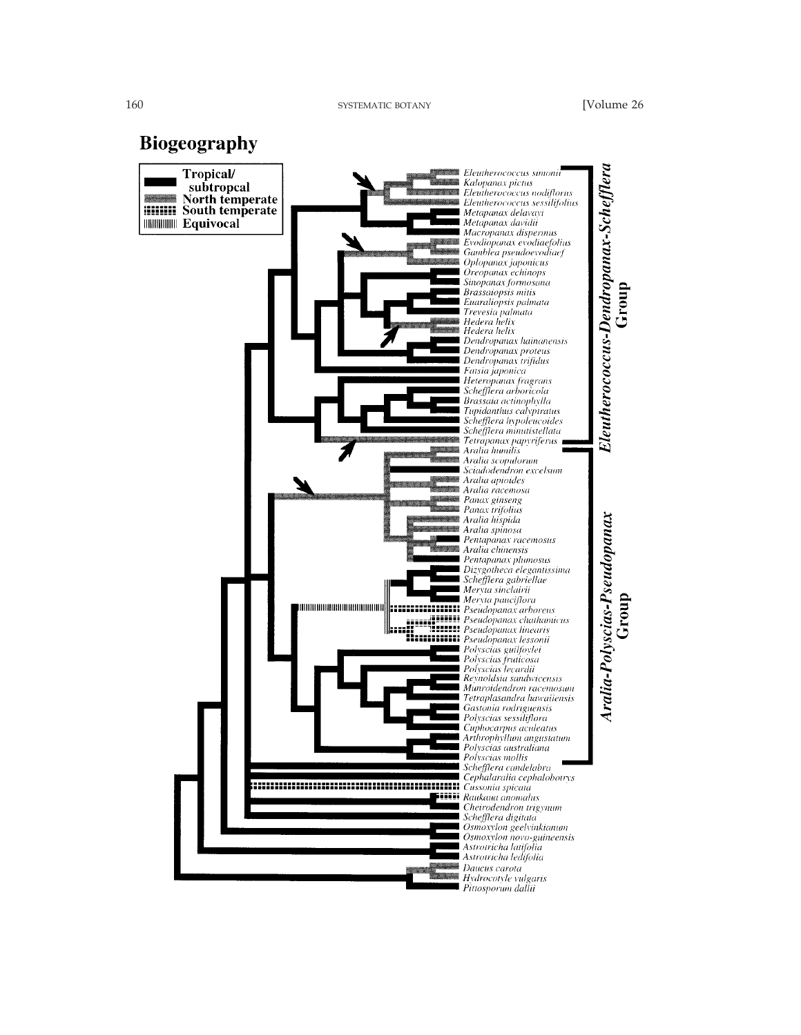# Biogeography

- Tropical/ subtropcal
- North temperate
- South temperate
- Equivocal

*Eleutherococcus simonii*
*Kalopanax pictus*
*Eleutherococcus nodiflorus*
*Eleutherococcus sessiliflorus*
*Metapanax delavayi*
*Metapanax davidii*
*Macropanax dispermus*
*Evodiopanax evodiaefolius*
*Gamblea pseudoevodiaef*
*Oplopanax japonicus*
*Oreopanax echinops*
*Sinopanax formosana*
*Brassaiopsis mitis*
*Euaraliopsis palmata*
*Trevesia palmata*
*Hedera helix*
*Hedera helix*
*Dendropanax hainanensis*
*Dendropanax proteus*
*Dendropanax trifidus*
*Fatsia japonica*
*Heteropanax fragrans*
*Schefflera arboricola*
*Brassaia actinophylla*
*Tupidanthus calyptratus*
*Schefflera hypoleucoides*
*Schefflera minutistellata*
*Tetrapanax papyriferus*
*Aralia humilis*
*Aralia scopulorum*
*Sciadodendron excelsum*
*Aralia apioides*
*Aralia racemosa*
*Panax ginseng*
*Panax trifolius*
*Aralia hispida*
*Aralia spinosa*
*Pentapanax racemosus*
*Aralia chinensis*
*Pentapanax plumosus*
*Dizygotheca elegantissima*
*Schefflera gabriellae*
*Meryta sinclairii*
*Meryta pauciflora*
*Pseudopanax arboreus*
*Pseudopanax chathamicus*
*Pseudopanax linearis*
*Pseudopanax lessonii*
*Polyscias guilfoylei*
*Polyscias fruticosa*
*Polyscias lecardii*
*Reynoldsia sandwicensis*
*Munroidendron racemosum*
*Tetraplasandra hawaiiensis*
*Gastonia rodriguensis*
*Polyscias sessiliflora*
*Cuphocarpus aculeatus*
*Arthrophyllum angustatum*
*Polyscias australiana*
*Polyscias mollis*
*Schefflera candelabra*
*Cephalaralia cephalobotrys*
*Cussonia spicata*
*Raukaua anomalus*
*Cheirodendron trigynum*
*Schefflera digitata*
*Osmoxylon geelvinkianum*
*Osmoxylon novo-guineensis*
*Astrotricha latifolia*
*Astrotricha ledifolia*
*Daucus carota*
*Hydrocotyle vulgaris*
*Pittosporum dallii*

***Eleutherococcus-Dendropanax-Schefflera* Group**

***Aralia-Polyscias-Pseudopanax* Group**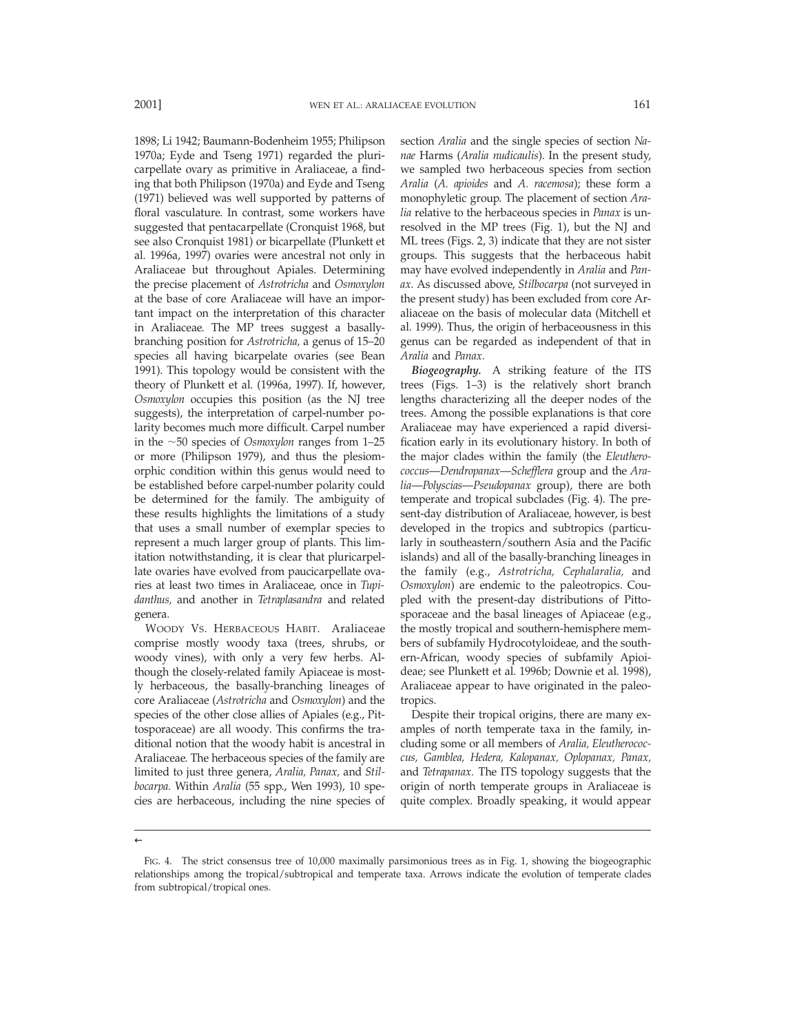1898; Li 1942; Baumann-Bodenheim 1955; Philipson 1970a; Eyde and Tseng 1971) regarded the pluricarpellate ovary as primitive in Araliaceae, a finding that both Philipson (1970a) and Eyde and Tseng (1971) believed was well supported by patterns of floral vasculature. In contrast, some workers have suggested that pentacarpellate (Cronquist 1968, but see also Cronquist 1981) or bicarpellate (Plunkett et al. 1996a, 1997) ovaries were ancestral not only in Araliaceae but throughout Apiales. Determining the precise placement of *Astrotricha* and *Osmoxylon* at the base of core Araliaceae will have an important impact on the interpretation of this character in Araliaceae. The MP trees suggest a basally-branching position for *Astrotricha,* a genus of 15–20 species all having bicarpelate ovaries (see Bean 1991). This topology would be consistent with the theory of Plunkett et al. (1996a, 1997). If, however, *Osmoxylon* occupies this position (as the NJ tree suggests), the interpretation of carpel-number polarity becomes much more difficult. Carpel number in the ~50 species of *Osmoxylon* ranges from 1–25 or more (Philipson 1979), and thus the plesiomorphic condition within this genus would need to be established before carpel-number polarity could be determined for the family. The ambiguity of these results highlights the limitations of a study that uses a small number of exemplar species to represent a much larger group of plants. This limitation notwithstanding, it is clear that pluricarpellate ovaries have evolved from paucicarpellate ovaries at least two times in Araliaceae, once in *Tupidanthus,* and another in *Tetraplasandra* and related genera.

WOODY VS. HERBACEOUS HABIT. Araliaceae comprise mostly woody taxa (trees, shrubs, or woody vines), with only a very few herbs. Although the closely-related family Apiaceae is mostly herbaceous, the basally-branching lineages of core Araliaceae (*Astrotricha* and *Osmoxylon*) and the species of the other close allies of Apiales (e.g., Pittosporaceae) are all woody. This confirms the traditional notion that the woody habit is ancestral in Araliaceae. The herbaceous species of the family are limited to just three genera, *Aralia, Panax,* and *Stilbocarpa.* Within *Aralia* (55 spp., Wen 1993), 10 species are herbaceous, including the nine species of section *Aralia* and the single species of section *Nanae* Harms (*Aralia nudicaulis*). In the present study, we sampled two herbaceous species from section *Aralia* (*A. apioides* and *A. racemosa*); these form a monophyletic group. The placement of section *Aralia* relative to the herbaceous species in *Panax* is unresolved in the MP trees (Fig. 1), but the NJ and ML trees (Figs. 2, 3) indicate that they are not sister groups. This suggests that the herbaceous habit may have evolved independently in *Aralia* and *Panax.* As discussed above, *Stilbocarpa* (not surveyed in the present study) has been excluded from core Araliaceae on the basis of molecular data (Mitchell et al. 1999). Thus, the origin of herbaceousness in this genus can be regarded as independent of that in *Aralia* and *Panax.*

***Biogeography.*** A striking feature of the ITS trees (Figs. 1–3) is the relatively short branch lengths characterizing all the deeper nodes of the trees. Among the possible explanations is that core Araliaceae may have experienced a rapid diversification early in its evolutionary history. In both of the major clades within the family (the *Eleutherococcus—Dendropanax—Schefflera* group and the *Aralia—Polyscias—Pseudopanax* group), there are both temperate and tropical subclades (Fig. 4). The present-day distribution of Araliaceae, however, is best developed in the tropics and subtropics (particularly in southeastern/southern Asia and the Pacific islands) and all of the basally-branching lineages in the family (e.g., *Astrotricha, Cephalaralia,* and *Osmoxylon*) are endemic to the paleotropics. Coupled with the present-day distributions of Pittosporaceae and the basal lineages of Apiaceae (e.g., the mostly tropical and southern-hemisphere members of subfamily Hydrocotyloideae, and the southern-African, woody species of subfamily Apioideae; see Plunkett et al. 1996b; Downie et al. 1998), Araliaceae appear to have originated in the paleotropics.

Despite their tropical origins, there are many examples of north temperate taxa in the family, including some or all members of *Aralia, Eleutherococcus, Gamblea, Hedera, Kalopanax, Oplopanax, Panax,* and *Tetrapanax.* The ITS topology suggests that the origin of north temperate groups in Araliaceae is quite complex. Broadly speaking, it would appear

←

FIG. 4. The strict consensus tree of 10,000 maximally parsimonious trees as in Fig. 1, showing the biogeographic relationships among the tropical/subtropical and temperate taxa. Arrows indicate the evolution of temperate clades from subtropical/tropical ones.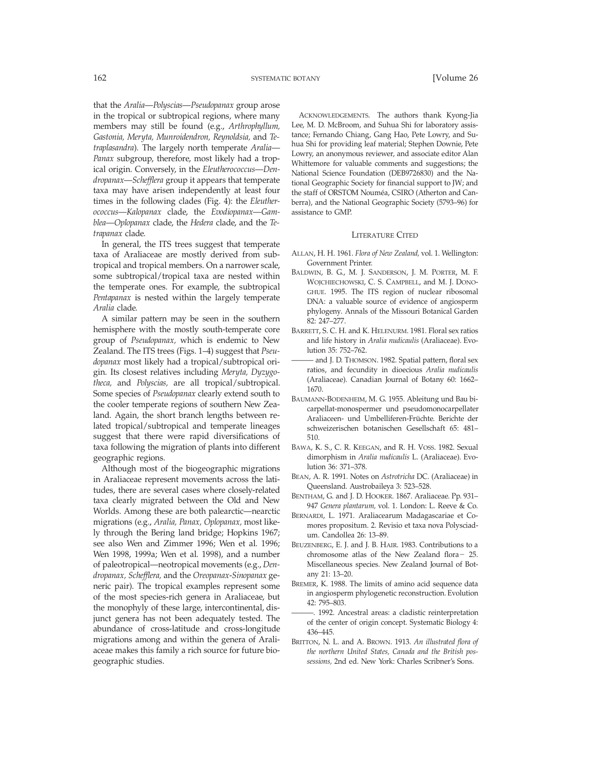that the *Aralia*—*Polyscias*—*Pseudopanax* group arose in the tropical or subtropical regions, where many members may still be found (e.g., *Arthrophyllum, Gastonia, Meryta, Munroidendron, Reynoldsia,* and *Tetraplasandra*). The largely north temperate *Aralia*—*Panax* subgroup, therefore, most likely had a tropical origin. Conversely, in the *Eleutherococcus*—*Dendropanax*—*Schefflera* group it appears that temperate taxa may have arisen independently at least four times in the following clades (Fig. 4): the *Eleutherococcus*—*Kalopanax* clade, the *Evodiopanax*—*Gamblea*—*Oplopanax* clade, the *Hedera* clade, and the *Tetrapanax* clade.

In general, the ITS trees suggest that temperate taxa of Araliaceae are mostly derived from subtropical and tropical members. On a narrower scale, some subtropical/tropical taxa are nested within the temperate ones. For example, the subtropical *Pentapanax* is nested within the largely temperate *Aralia* clade.

A similar pattern may be seen in the southern hemisphere with the mostly south-temperate core group of *Pseudopanax,* which is endemic to New Zealand. The ITS trees (Figs. 1–4) suggest that *Pseudopanax* most likely had a tropical/subtropical origin. Its closest relatives including *Meryta, Dyzygotheca,* and *Polyscias,* are all tropical/subtropical. Some species of *Pseudopanax* clearly extend south to the cooler temperate regions of southern New Zealand. Again, the short branch lengths between related tropical/subtropical and temperate lineages suggest that there were rapid diversifications of taxa following the migration of plants into different geographic regions.

Although most of the biogeographic migrations in Araliaceae represent movements across the latitudes, there are several cases where closely-related taxa clearly migrated between the Old and New Worlds. Among these are both palearctic—nearctic migrations (e.g., *Aralia, Panax, Oplopanax,* most likely through the Bering land bridge; Hopkins 1967; see also Wen and Zimmer 1996; Wen et al. 1996; Wen 1998, 1999a; Wen et al. 1998), and a number of paleotropical—neotropical movements (e.g., *Dendropanax, Schefflera,* and the *Oreopanax-Sinopanax* generic pair). The tropical examples represent some of the most species-rich genera in Araliaceae, but the monophyly of these large, intercontinental, disjunct genera has not been adequately tested. The abundance of cross-latitude and cross-longitude migrations among and within the genera of Araliaceae makes this family a rich source for future biogeographic studies.

Acknowledgements. The authors thank Kyong-Jia Lee, M. D. McBroom, and Suhua Shi for laboratory assistance; Fernando Chiang, Gang Hao, Pete Lowry, and Suhua Shi for providing leaf material; Stephen Downie, Pete Lowry, an anonymous reviewer, and associate editor Alan Whittemore for valuable comments and suggestions; the National Science Foundation (DEB9726830) and the National Geographic Society for financial support to JW; and the staff of ORSTOM Nouméa, CSIRO (Atherton and Canberra), and the National Geographic Society (5793–96) for assistance to GMP.

## Literature Cited

Allan, H. H. 1961. *Flora of New Zealand,* vol. 1. Wellington: Government Printer.

Baldwin, B. G., M. J. Sanderson, J. M. Porter, M. F. Wojciechowski, C. S. Campbell, and M. J. Donoghue. 1995. The ITS region of nuclear ribosomal DNA: a valuable source of evidence of angiosperm phylogeny. Annals of the Missouri Botanical Garden 82: 247–277.

Barrett, S. C. H. and K. Helenurm. 1981. Floral sex ratios and life history in *Aralia nudicaulis* (Araliaceae). Evolution 35: 752–762.

——— and J. D. Thomson. 1982. Spatial pattern, floral sex ratios, and fecundity in dioecious *Aralia nudicaulis* (Araliaceae). Canadian Journal of Botany 60: 1662–1670.

Baumann-Bodenheim, M. G. 1955. Ableitung und Bau bicarpellat-monospermer und pseudomonocarpellater Araliaceen- und Umbelliferen-Früchte. Berichte der schweizerischen botanischen Gesellschaft 65: 481–510.

Bawa, K. S., C. R. Keegan, and R. H. Voss. 1982. Sexual dimorphism in *Aralia nudicaulis* L. (Araliaceae). Evolution 36: 371–378.

Bean, A. R. 1991. Notes on *Astrotricha* DC. (Araliaceae) in Queensland. Austrobaileya 3: 523–528.

Bentham, G. and J. D. Hooker. 1867. Araliaceae. Pp. 931–947 *Genera plantarum,* vol. 1. London: L. Reeve & Co.

Bernardi, L. 1971. Araliacearum Madagascariae et Comores propositum. 2. Revisio et taxa nova Polysciadum. Candollea 26: 13–89.

Beuzenberg, E. J. and J. B. Hair. 1983. Contributions to a chromosome atlas of the New Zealand flora− 25. Miscellaneous species. New Zealand Journal of Botany 21: 13–20.

Bremer, K. 1988. The limits of amino acid sequence data in angiosperm phylogenetic reconstruction. Evolution 42: 795–803.

———. 1992. Ancestral areas: a cladistic reinterpretation of the center of origin concept. Systematic Biology 4: 436–445.

Britton, N. L. and A. Brown. 1913. *An illustrated flora of the northern United States, Canada and the British possessions,* 2nd ed. New York: Charles Scribner's Sons.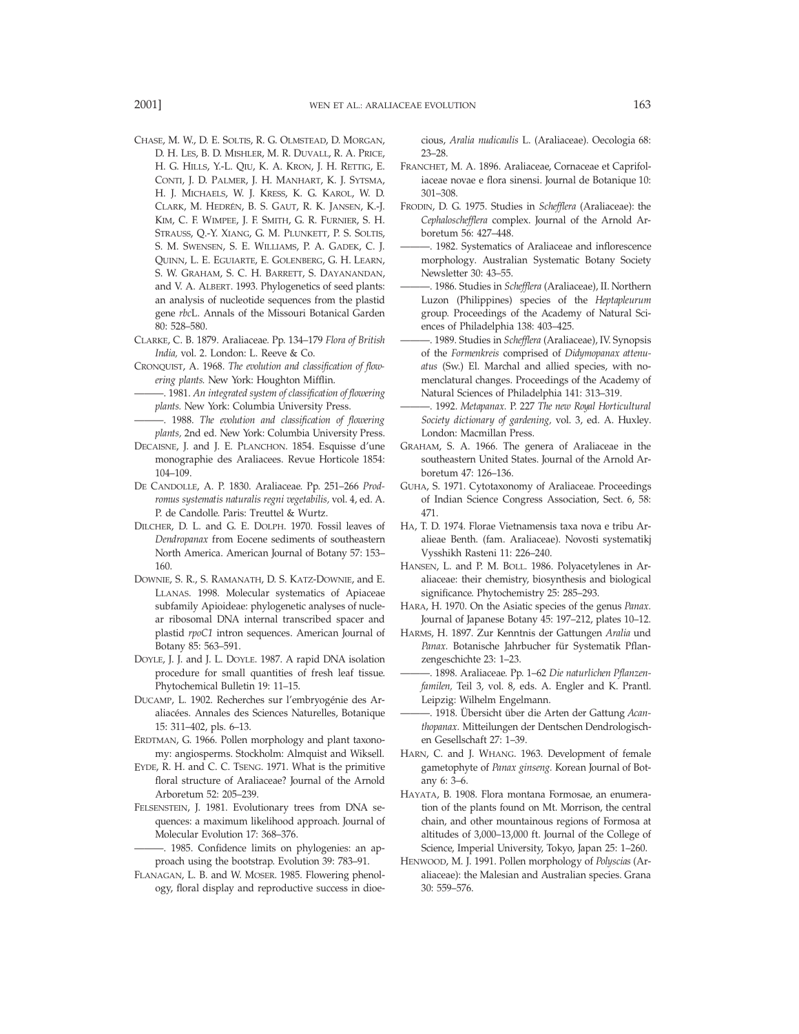Chase, M. W., D. E. Soltis, R. G. Olmstead, D. Morgan, D. H. Les, B. D. Mishler, M. R. Duvall, R. A. Price, H. G. Hills, Y.-L. Qiu, K. A. Kron, J. H. Rettig, E. Conti, J. D. Palmer, J. H. Manhart, K. J. Sytsma, H. J. Michaels, W. J. Kress, K. G. Karol, W. D. Clark, M. Hedrén, B. S. Gaut, R. K. Jansen, K.-J. Kim, C. F. Wimpee, J. F. Smith, G. R. Furnier, S. H. Strauss, Q.-Y. Xiang, G. M. Plunkett, P. S. Soltis, S. M. Swensen, S. E. Williams, P. A. Gadek, C. J. Quinn, L. E. Eguiarte, E. Golenberg, G. H. Learn, S. W. Graham, S. C. H. Barrett, S. Dayanandan, and V. A. Albert. 1993. Phylogenetics of seed plants: an analysis of nucleotide sequences from the plastid gene *rbc*L. Annals of the Missouri Botanical Garden 80: 528–580.

Clarke, C. B. 1879. Araliaceae. Pp. 134–179 *Flora of British India,* vol. 2. London: L. Reeve & Co.

Cronquist, A. 1968. *The evolution and classification of flowering plants.* New York: Houghton Mifflin.

———. 1981. *An integrated system of classification of flowering plants.* New York: Columbia University Press.

———. 1988. *The evolution and classification of flowering plants,* 2nd ed. New York: Columbia University Press.

Decaisne, J. and J. E. Planchon. 1854. Esquisse d'une monographie des Araliacees. Revue Horticole 1854: 104–109.

De Candolle, A. P. 1830. Araliaceae. Pp. 251–266 *Prodromus systematis naturalis regni vegetabilis,* vol. 4, ed. A. P. de Candolle. Paris: Treuttel & Wurtz.

Dilcher, D. L. and G. E. Dolph. 1970. Fossil leaves of *Dendropanax* from Eocene sediments of southeastern North America. American Journal of Botany 57: 153–160.

Downie, S. R., S. Ramanath, D. S. Katz-Downie, and E. Llanas. 1998. Molecular systematics of Apiaceae subfamily Apioideae: phylogenetic analyses of nuclear ribosomal DNA internal transcribed spacer and plastid *rpoC1* intron sequences. American Journal of Botany 85: 563–591.

Doyle, J. J. and J. L. Doyle. 1987. A rapid DNA isolation procedure for small quantities of fresh leaf tissue. Phytochemical Bulletin 19: 11–15.

Ducamp, L. 1902. Recherches sur l'embryogénie des Araliacées. Annales des Sciences Naturelles, Botanique 15: 311–402, pls. 6–13.

Erdtman, G. 1966. Pollen morphology and plant taxonomy: angiosperms. Stockholm: Almquist and Wiksell.

Eyde, R. H. and C. C. Tseng. 1971. What is the primitive floral structure of Araliaceae? Journal of the Arnold Arboretum 52: 205–239.

Felsenstein, J. 1981. Evolutionary trees from DNA sequences: a maximum likelihood approach. Journal of Molecular Evolution 17: 368–376.

———. 1985. Confidence limits on phylogenies: an approach using the bootstrap. Evolution 39: 783–91.

Flanagan, L. B. and W. Moser. 1985. Flowering phenology, floral display and reproductive success in dioecious, *Aralia nudicaulis* L. (Araliaceae). Oecologia 68: 23–28.

Franchet, M. A. 1896. Araliaceae, Cornaceae et Caprifoliaceae novae e flora sinensi. Journal de Botanique 10: 301–308.

Frodin, D. G. 1975. Studies in *Schefflera* (Araliaceae): the *Cephaloschefflera* complex. Journal of the Arnold Arboretum 56: 427–448.

———. 1982. Systematics of Araliaceae and inflorescence morphology. Australian Systematic Botany Society Newsletter 30: 43–55.

———. 1986. Studies in *Schefflera* (Araliaceae), II. Northern Luzon (Philippines) species of the *Heptapleurum* group. Proceedings of the Academy of Natural Sciences of Philadelphia 138: 403–425.

———. 1989. Studies in *Schefflera* (Araliaceae), IV. Synopsis of the *Formenkreis* comprised of *Didymopanax attenuatus* (Sw.) El. Marchal and allied species, with nomenclatural changes. Proceedings of the Academy of Natural Sciences of Philadelphia 141: 313–319.

———. 1992. *Metapanax.* P. 227 *The new Royal Horticultural Society dictionary of gardening,* vol. 3, ed. A. Huxley. London: Macmillan Press.

Graham, S. A. 1966. The genera of Araliaceae in the southeastern United States. Journal of the Arnold Arboretum 47: 126–136.

Guha, S. 1971. Cytotaxonomy of Araliaceae. Proceedings of Indian Science Congress Association, Sect. 6, 58: 471.

Ha, T. D. 1974. Florae Vietnamensis taxa nova e tribu Aralieae Benth. (fam. Araliaceae). Novosti systematikj Vysshikh Rasteni 11: 226–240.

Hansen, L. and P. M. Boll. 1986. Polyacetylenes in Araliaceae: their chemistry, biosynthesis and biological significance. Phytochemistry 25: 285–293.

Hara, H. 1970. On the Asiatic species of the genus *Panax.* Journal of Japanese Botany 45: 197–212, plates 10–12.

Harms, H. 1897. Zur Kenntnis der Gattungen *Aralia* und *Panax.* Botanische Jahrbucher für Systematik Pflanzengeschichte 23: 1–23.

———. 1898. Araliaceae. Pp. 1–62 *Die naturlichen Pflanzenfamilen,* Teil 3, vol. 8, eds. A. Engler and K. Prantl. Leipzig: Wilhelm Engelmann.

———. 1918. Übersicht über die Arten der Gattung *Acanthopanax.* Mitteilungen der Dentschen Dendrologischen Gesellschaft 27: 1–39.

Harn, C. and J. Whang. 1963. Development of female gametophyte of *Panax ginseng.* Korean Journal of Botany 6: 3–6.

Hayata, B. 1908. Flora montana Formosae, an enumeration of the plants found on Mt. Morrison, the central chain, and other mountainous regions of Formosa at altitudes of 3,000–13,000 ft. Journal of the College of Science, Imperial University, Tokyo, Japan 25: 1–260.

Henwood, M. J. 1991. Pollen morphology of *Polyscias* (Araliaceae): the Malesian and Australian species. Grana 30: 559–576.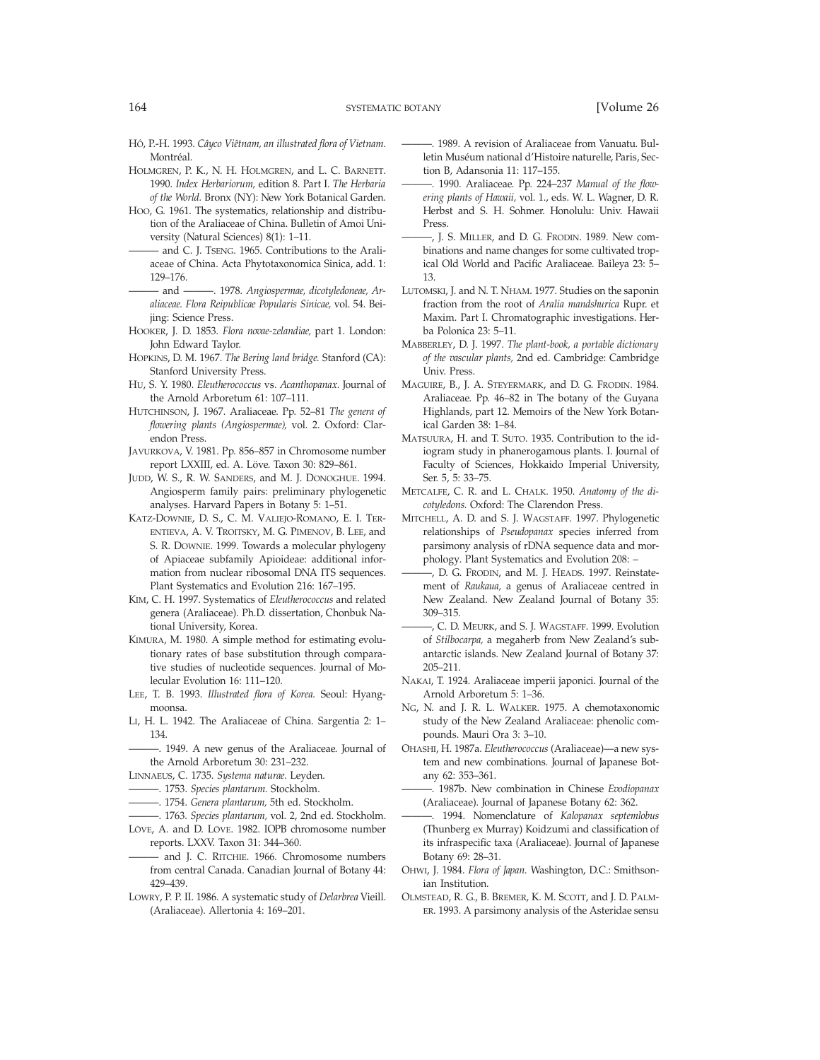Hô, P.-H. 1993. *Câyco Viêtnam, an illustrated flora of Vietnam.* Montréal.

Holmgren, P. K., N. H. Holmgren, and L. C. Barnett. 1990. *Index Herbariorum,* edition 8. Part I. *The Herbaria of the World.* Bronx (NY): New York Botanical Garden.

Hoo, G. 1961. The systematics, relationship and distribution of the Araliaceae of China. Bulletin of Amoi University (Natural Sciences) 8(1): 1–11.

——— and C. J. Tseng. 1965. Contributions to the Araliaceae of China. Acta Phytotaxonomica Sinica, add. 1: 129–176.

——— and ———. 1978. *Angiospermae, dicotyledoneae, Araliaceae. Flora Reipublicae Popularis Sinicae,* vol. 54. Beijing: Science Press.

Hooker, J. D. 1853. *Flora novae-zelandiae,* part 1. London: John Edward Taylor.

Hopkins, D. M. 1967. *The Bering land bridge.* Stanford (CA): Stanford University Press.

Hu, S. Y. 1980. *Eleutherococcus* vs. *Acanthopanax.* Journal of the Arnold Arboretum 61: 107–111.

Hutchinson, J. 1967. Araliaceae. Pp. 52–81 *The genera of flowering plants (Angiospermae),* vol. 2. Oxford: Clarendon Press.

Javurkova, V. 1981. Pp. 856–857 in Chromosome number report LXXIII, ed. A. Löve. Taxon 30: 829–861.

Judd, W. S., R. W. Sanders, and M. J. Donoghue. 1994. Angiosperm family pairs: preliminary phylogenetic analyses. Harvard Papers in Botany 5: 1–51.

Katz-Downie, D. S., C. M. Valiejo-Romano, E. I. Terentieva, A. V. Troitsky, M. G. Pimenov, B. Lee, and S. R. Downie. 1999. Towards a molecular phylogeny of Apiaceae subfamily Apioideae: additional information from nuclear ribosomal DNA ITS sequences. Plant Systematics and Evolution 216: 167–195.

Kim, C. H. 1997. Systematics of *Eleutherococcus* and related genera (Araliaceae). Ph.D. dissertation, Chonbuk National University, Korea.

Kimura, M. 1980. A simple method for estimating evolutionary rates of base substitution through comparative studies of nucleotide sequences. Journal of Molecular Evolution 16: 111–120.

Lee, T. B. 1993. *Illustrated flora of Korea.* Seoul: Hyangmoonsa.

Li, H. L. 1942. The Araliaceae of China. Sargentia 2: 1–134.

———. 1949. A new genus of the Araliaceae. Journal of the Arnold Arboretum 30: 231–232.

Linnaeus, C. 1735. *Systema naturae.* Leyden.

———. 1753. *Species plantarum.* Stockholm.

———. 1754. *Genera plantarum,* 5th ed. Stockholm.

———. 1763. *Species plantarum,* vol. 2, 2nd ed. Stockholm.

Löve, A. and D. Löve. 1982. IOPB chromosome number reports. LXXV. Taxon 31: 344–360.

——— and J. C. Ritchie. 1966. Chromosome numbers from central Canada. Canadian Journal of Botany 44: 429–439.

Lowry, P. P. II. 1986. A systematic study of *Delarbrea* Vieill. (Araliaceae). Allertonia 4: 169–201.

———. 1989. A revision of Araliaceae from Vanuatu. Bulletin Muséum national d'Histoire naturelle, Paris, Section B, Adansonia 11: 117–155.

———. 1990. Araliaceae. Pp. 224–237 *Manual of the flowering plants of Hawaii,* vol. 1., eds. W. L. Wagner, D. R. Herbst and S. H. Sohmer. Honolulu: Univ. Hawaii Press.

———, J. S. Miller, and D. G. Frodin. 1989. New combinations and name changes for some cultivated tropical Old World and Pacific Araliaceae. Baileya 23: 5–13.

Lutomski, J. and N. T. Nham. 1977. Studies on the saponin fraction from the root of *Aralia mandshurica* Rupr. et Maxim. Part I. Chromatographic investigations. Herba Polonica 23: 5–11.

Mabberley, D. J. 1997. *The plant-book, a portable dictionary of the vascular plants,* 2nd ed. Cambridge: Cambridge Univ. Press.

Maguire, B., J. A. Steyermark, and D. G. Frodin. 1984. Araliaceae. Pp. 46–82 in The botany of the Guyana Highlands, part 12. Memoirs of the New York Botanical Garden 38: 1–84.

Matsuura, H. and T. Suto. 1935. Contribution to the idiogram study in phanerogamous plants. I. Journal of Faculty of Sciences, Hokkaido Imperial University, Ser. 5, 5: 33–75.

Metcalfe, C. R. and L. Chalk. 1950. *Anatomy of the dicotyledons.* Oxford: The Clarendon Press.

Mitchell, A. D. and S. J. Wagstaff. 1997. Phylogenetic relationships of *Pseudopanax* species inferred from parsimony analysis of rDNA sequence data and morphology. Plant Systematics and Evolution 208: –

———, D. G. Frodin, and M. J. Heads. 1997. Reinstatement of *Raukaua,* a genus of Araliaceae centred in New Zealand. New Zealand Journal of Botany 35: 309–315.

———, C. D. Meurk, and S. J. Wagstaff. 1999. Evolution of *Stilbocarpa,* a megaherb from New Zealand's subantarctic islands. New Zealand Journal of Botany 37: 205–211.

Nakai, T. 1924. Araliaceae imperii japonici. Journal of the Arnold Arboretum 5: 1–36.

Ng, N. and J. R. L. Walker. 1975. A chemotaxonomic study of the New Zealand Araliaceae: phenolic compounds. Mauri Ora 3: 3–10.

Ohashi, H. 1987a. *Eleutherococcus* (Araliaceae)—a new system and new combinations. Journal of Japanese Botany 62: 353–361.

———. 1987b. New combination in Chinese *Evodiopanax* (Araliaceae). Journal of Japanese Botany 62: 362.

———. 1994. Nomenclature of *Kalopanax septemlobus* (Thunberg ex Murray) Koidzumi and classification of its infraspecific taxa (Araliaceae). Journal of Japanese Botany 69: 28–31.

Ohwi, J. 1984. *Flora of Japan.* Washington, D.C.: Smithsonian Institution.

Olmstead, R. G., B. Bremer, K. M. Scott, and J. D. Palmer. 1993. A parsimony analysis of the Asteridae sensu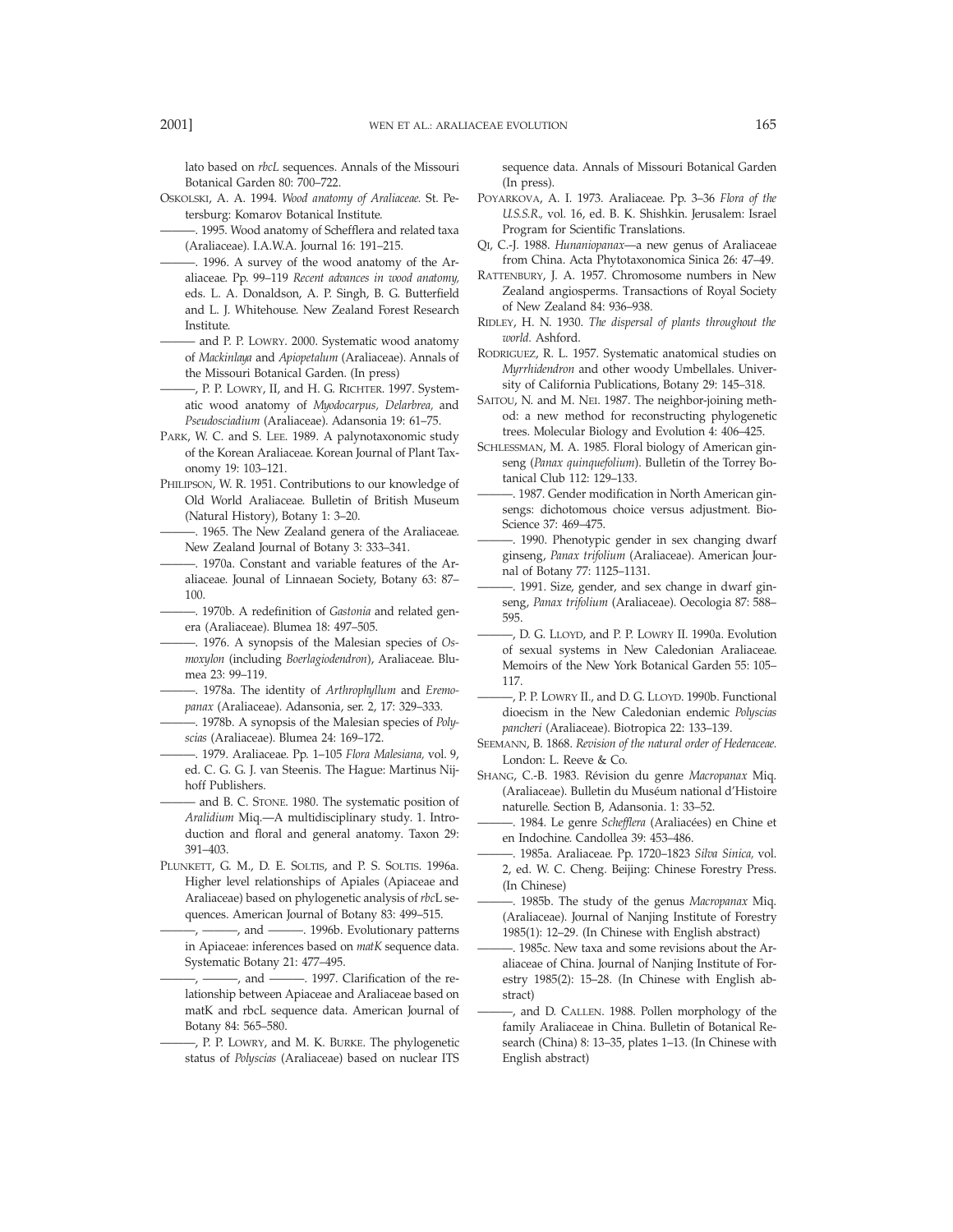lato based on *rbcL* sequences. Annals of the Missouri Botanical Garden 80: 700–722.

OSKOLSKI, A. A. 1994. *Wood anatomy of Araliaceae.* St. Petersburg: Komarov Botanical Institute.

———. 1995. Wood anatomy of Schefflera and related taxa (Araliaceae). I.A.W.A. Journal 16: 191–215.

———. 1996. A survey of the wood anatomy of the Araliaceae. Pp. 99–119 *Recent advances in wood anatomy,* eds. L. A. Donaldson, A. P. Singh, B. G. Butterfield and L. J. Whitehouse. New Zealand Forest Research Institute.

——— and P. P. LOWRY. 2000. Systematic wood anatomy of *Mackinlaya* and *Apiopetalum* (Araliaceae). Annals of the Missouri Botanical Garden. (In press)

———, P. P. LOWRY, II, and H. G. RICHTER. 1997. Systematic wood anatomy of *Myodocarpus, Delarbrea,* and *Pseudosciadium* (Araliaceae). Adansonia 19: 61–75.

PARK, W. C. and S. LEE. 1989. A palynotaxonomic study of the Korean Araliaceae. Korean Journal of Plant Taxonomy 19: 103–121.

PHILIPSON, W. R. 1951. Contributions to our knowledge of Old World Araliaceae. Bulletin of British Museum (Natural History), Botany 1: 3–20.

———. 1965. The New Zealand genera of the Araliaceae. New Zealand Journal of Botany 3: 333–341.

———. 1970a. Constant and variable features of the Araliaceae. Jounal of Linnaean Society, Botany 63: 87–100.

———. 1970b. A redefinition of *Gastonia* and related genera (Araliaceae). Blumea 18: 497–505.

———. 1976. A synopsis of the Malesian species of *Osmoxylon* (including *Boerlagiodendron*), Araliaceae. Blumea 23: 99–119.

———. 1978a. The identity of *Arthrophyllum* and *Eremopanax* (Araliaceae). Adansonia, ser. 2, 17: 329–333.

———. 1978b. A synopsis of the Malesian species of *Polyscias* (Araliaceae). Blumea 24: 169–172.

———. 1979. Araliaceae. Pp. 1–105 *Flora Malesiana,* vol. 9, ed. C. G. G. J. van Steenis. The Hague: Martinus Nijhoff Publishers.

——— and B. C. STONE. 1980. The systematic position of *Aralidium* Miq.—A multidisciplinary study. 1. Introduction and floral and general anatomy. Taxon 29: 391–403.

PLUNKETT, G. M., D. E. SOLTIS, and P. S. SOLTIS. 1996a. Higher level relationships of Apiales (Apiaceae and Araliaceae) based on phylogenetic analysis of *rbc*L sequences. American Journal of Botany 83: 499–515.

———, ———, and ———. 1996b. Evolutionary patterns in Apiaceae: inferences based on *matK* sequence data. Systematic Botany 21: 477–495.

———, ———, and ———. 1997. Clarification of the relationship between Apiaceae and Araliaceae based on matK and rbcL sequence data. American Journal of Botany 84: 565–580.

———, P. P. LOWRY, and M. K. BURKE. The phylogenetic status of *Polyscias* (Araliaceae) based on nuclear ITS sequence data. Annals of Missouri Botanical Garden (In press).

POYARKOVA, A. I. 1973. Araliaceae. Pp. 3–36 *Flora of the U.S.S.R.,* vol. 16, ed. B. K. Shishkin. Jerusalem: Israel Program for Scientific Translations.

QI, C.-J. 1988. *Hunaniopanax*—a new genus of Araliaceae from China. Acta Phytotaxonomica Sinica 26: 47–49.

RATTENBURY, J. A. 1957. Chromosome numbers in New Zealand angiosperms. Transactions of Royal Society of New Zealand 84: 936–938.

RIDLEY, H. N. 1930. *The dispersal of plants throughout the world.* Ashford.

RODRIGUEZ, R. L. 1957. Systematic anatomical studies on *Myrrhidendron* and other woody Umbellales. University of California Publications, Botany 29: 145–318.

SAITOU, N. and M. NEI. 1987. The neighbor-joining method: a new method for reconstructing phylogenetic trees. Molecular Biology and Evolution 4: 406–425.

SCHLESSMAN, M. A. 1985. Floral biology of American ginseng (*Panax quinquefolium*). Bulletin of the Torrey Botanical Club 112: 129–133.

———. 1987. Gender modification in North American ginsengs: dichotomous choice versus adjustment. BioScience 37: 469–475.

———. 1990. Phenotypic gender in sex changing dwarf ginseng, *Panax trifolium* (Araliaceae). American Journal of Botany 77: 1125–1131.

———. 1991. Size, gender, and sex change in dwarf ginseng, *Panax trifolium* (Araliaceae). Oecologia 87: 588–595.

———, D. G. LLOYD, and P. P. LOWRY II. 1990a. Evolution of sexual systems in New Caledonian Araliaceae. Memoirs of the New York Botanical Garden 55: 105–117.

———, P. P. LOWRY II., and D. G. LLOYD. 1990b. Functional dioecism in the New Caledonian endemic *Polyscias pancheri* (Araliaceae). Biotropica 22: 133–139.

SEEMANN, B. 1868. *Revision of the natural order of Hederaceae.* London: L. Reeve & Co.

SHANG, C.-B. 1983. Révision du genre *Macropanax* Miq. (Araliaceae). Bulletin du Muséum national d'Histoire naturelle. Section B, Adansonia. 1: 33–52.

———. 1984. Le genre *Schefflera* (Araliacées) en Chine et en Indochine. Candollea 39: 453–486.

———. 1985a. Araliaceae. Pp. 1720–1823 *Silva Sinica,* vol. 2, ed. W. C. Cheng. Beijing: Chinese Forestry Press. (In Chinese)

———. 1985b. The study of the genus *Macropanax* Miq. (Araliaceae). Journal of Nanjing Institute of Forestry 1985(1): 12–29. (In Chinese with English abstract)

———. 1985c. New taxa and some revisions about the Araliaceae of China. Journal of Nanjing Institute of Forestry 1985(2): 15–28. (In Chinese with English abstract)

———, and D. CALLEN. 1988. Pollen morphology of the family Araliaceae in China. Bulletin of Botanical Research (China) 8: 13–35, plates 1–13. (In Chinese with English abstract)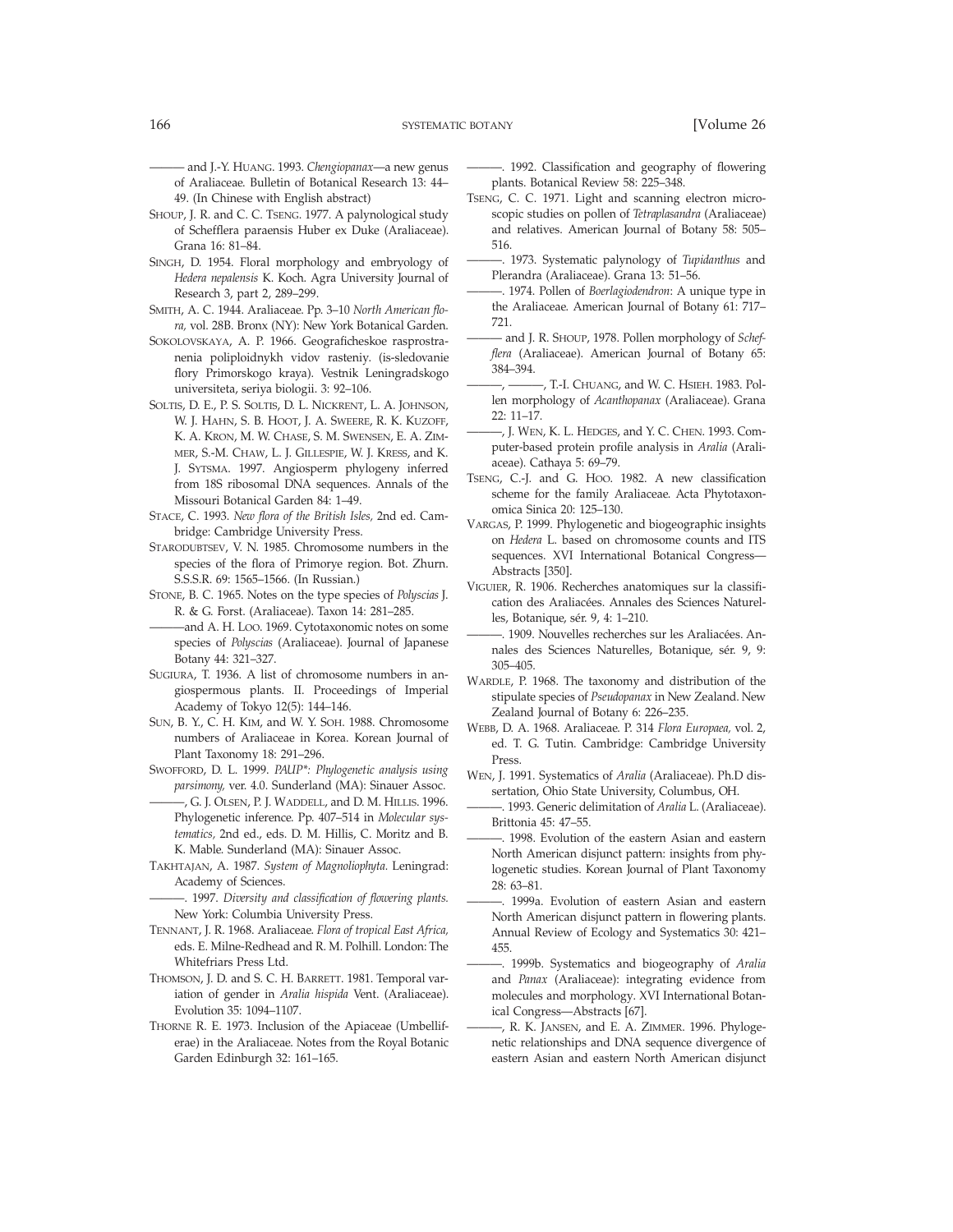——— and J.-Y. Huang. 1993. *Chengiopanax*—a new genus of Araliaceae. Bulletin of Botanical Research 13: 44–49. (In Chinese with English abstract)

Shoup, J. R. and C. C. Tseng. 1977. A palynological study of Schefflera paraensis Huber ex Duke (Araliaceae). Grana 16: 81–84.

Singh, D. 1954. Floral morphology and embryology of *Hedera nepalensis* K. Koch. Agra University Journal of Research 3, part 2, 289–299.

Smith, A. C. 1944. Araliaceae. Pp. 3–10 *North American flora,* vol. 28B. Bronx (NY): New York Botanical Garden.

Sokolovskaya, A. P. 1966. Geograficheskoe rasprostranenia poliploidnykh vidov rasteniy. (is-sledovanie flory Primorskogo kraya). Vestnik Leningradskogo universiteta, seriya biologii. 3: 92–106.

Soltis, D. E., P. S. Soltis, D. L. Nickrent, L. A. Johnson, W. J. Hahn, S. B. Hoot, J. A. Sweere, R. K. Kuzoff, K. A. Kron, M. W. Chase, S. M. Swensen, E. A. Zimmer, S.-M. Chaw, L. J. Gillespie, W. J. Kress, and K. J. Sytsma. 1997. Angiosperm phylogeny inferred from 18S ribosomal DNA sequences. Annals of the Missouri Botanical Garden 84: 1–49.

Stace, C. 1993. *New flora of the British Isles,* 2nd ed. Cambridge: Cambridge University Press.

Starodubtsev, V. N. 1985. Chromosome numbers in the species of the flora of Primorye region. Bot. Zhurn. S.S.S.R. 69: 1565–1566. (In Russian.)

Stone, B. C. 1965. Notes on the type species of *Polyscias* J. R. & G. Forst. (Araliaceae). Taxon 14: 281–285.

———and A. H. Loo. 1969. Cytotaxonomic notes on some species of *Polyscias* (Araliaceae). Journal of Japanese Botany 44: 321–327.

Sugiura, T. 1936. A list of chromosome numbers in angiospermous plants. II. Proceedings of Imperial Academy of Tokyo 12(5): 144–146.

Sun, B. Y., C. H. Kim, and W. Y. Soh. 1988. Chromosome numbers of Araliaceae in Korea. Korean Journal of Plant Taxonomy 18: 291–296.

Swofford, D. L. 1999. *PAUP\*: Phylogenetic analysis using parsimony,* ver. 4.0. Sunderland (MA): Sinauer Assoc.

———, G. J. Olsen, P. J. Waddell, and D. M. Hillis. 1996. Phylogenetic inference. Pp. 407–514 in *Molecular systematics,* 2nd ed., eds. D. M. Hillis, C. Moritz and B. K. Mable. Sunderland (MA): Sinauer Assoc.

Takhtajan, A. 1987. *System of Magnoliophyta.* Leningrad: Academy of Sciences.

———. 1997. *Diversity and classification of flowering plants.* New York: Columbia University Press.

Tennant, J. R. 1968. Araliaceae. *Flora of tropical East Africa,* eds. E. Milne-Redhead and R. M. Polhill. London: The Whitefriars Press Ltd.

Thomson, J. D. and S. C. H. Barrett. 1981. Temporal variation of gender in *Aralia hispida* Vent. (Araliaceae). Evolution 35: 1094–1107.

Thorne R. E. 1973. Inclusion of the Apiaceae (Umbelliferae) in the Araliaceae. Notes from the Royal Botanic Garden Edinburgh 32: 161–165.

———. 1992. Classification and geography of flowering plants. Botanical Review 58: 225–348.

Tseng, C. C. 1971. Light and scanning electron microscopic studies on pollen of *Tetraplasandra* (Araliaceae) and relatives. American Journal of Botany 58: 505–516.

———. 1973. Systematic palynology of *Tupidanthus* and Plerandra (Araliaceae). Grana 13: 51–56.

———. 1974. Pollen of *Boerlagiodendron*: A unique type in the Araliaceae. American Journal of Botany 61: 717–721.

——— and J. R. Shoup, 1978. Pollen morphology of *Schefflera* (Araliaceae). American Journal of Botany 65: 384–394.

———, ———, T.-I. Chuang, and W. C. Hsieh. 1983. Pollen morphology of *Acanthopanax* (Araliaceae). Grana 22: 11–17.

———, J. Wen, K. L. Hedges, and Y. C. Chen. 1993. Computer-based protein profile analysis in *Aralia* (Araliaceae). Cathaya 5: 69–79.

Tseng, C.-J. and G. Hoo. 1982. A new classification scheme for the family Araliaceae. Acta Phytotaxonomica Sinica 20: 125–130.

Vargas, P. 1999. Phylogenetic and biogeographic insights on *Hedera* L. based on chromosome counts and ITS sequences. XVI International Botanical Congress—Abstracts [350].

Viguier, R. 1906. Recherches anatomiques sur la classification des Araliacées. Annales des Sciences Naturelles, Botanique, sér. 9, 4: 1–210.

———. 1909. Nouvelles recherches sur les Araliacées. Annales des Sciences Naturelles, Botanique, sér. 9, 9: 305–405.

Wardle, P. 1968. The taxonomy and distribution of the stipulate species of *Pseudopanax* in New Zealand. New Zealand Journal of Botany 6: 226–235.

Webb, D. A. 1968. Araliaceae. P. 314 *Flora Europaea,* vol. 2, ed. T. G. Tutin. Cambridge: Cambridge University Press.

Wen, J. 1991. Systematics of *Aralia* (Araliaceae). Ph.D dissertation, Ohio State University, Columbus, OH.

———. 1993. Generic delimitation of *Aralia* L. (Araliaceae). Brittonia 45: 47–55.

———. 1998. Evolution of the eastern Asian and eastern North American disjunct pattern: insights from phylogenetic studies. Korean Journal of Plant Taxonomy 28: 63–81.

———. 1999a. Evolution of eastern Asian and eastern North American disjunct pattern in flowering plants. Annual Review of Ecology and Systematics 30: 421–455.

———. 1999b. Systematics and biogeography of *Aralia* and *Panax* (Araliaceae): integrating evidence from molecules and morphology. XVI International Botanical Congress—Abstracts [67].

———, R. K. Jansen, and E. A. Zimmer. 1996. Phylogenetic relationships and DNA sequence divergence of eastern Asian and eastern North American disjunct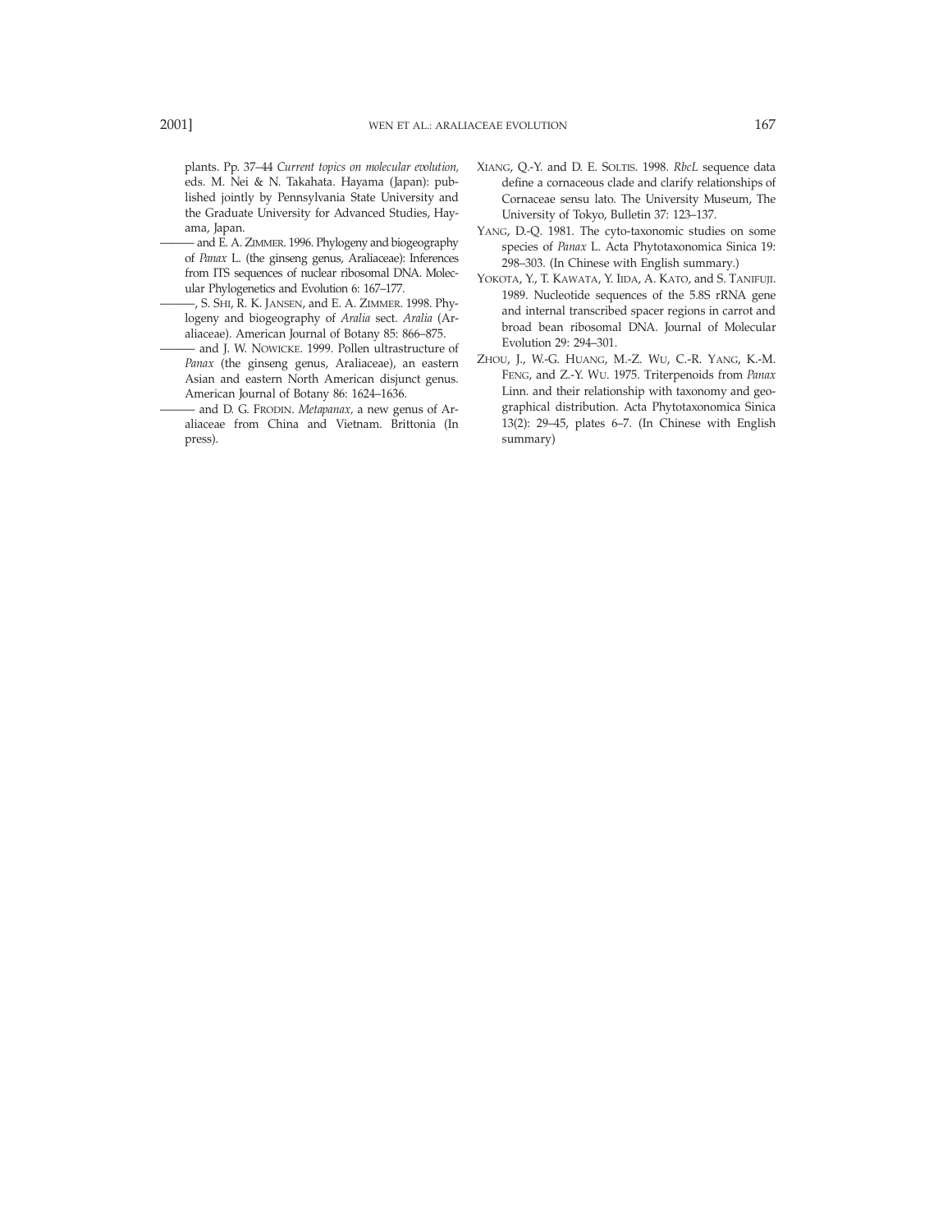plants. Pp. 37–44 *Current topics on molecular evolution,* eds. M. Nei & N. Takahata. Hayama (Japan): published jointly by Pennsylvania State University and the Graduate University for Advanced Studies, Hayama, Japan.

——— and E. A. ZIMMER. 1996. Phylogeny and biogeography of *Panax* L. (the ginseng genus, Araliaceae): Inferences from ITS sequences of nuclear ribosomal DNA. Molecular Phylogenetics and Evolution 6: 167–177.

———, S. SHI, R. K. JANSEN, and E. A. ZIMMER. 1998. Phylogeny and biogeography of *Aralia* sect. *Aralia* (Araliaceae). American Journal of Botany 85: 866–875.

——— and J. W. NOWICKE. 1999. Pollen ultrastructure of *Panax* (the ginseng genus, Araliaceae), an eastern Asian and eastern North American disjunct genus. American Journal of Botany 86: 1624–1636.

——— and D. G. FRODIN. *Metapanax,* a new genus of Araliaceae from China and Vietnam. Brittonia (In press).

XIANG, Q.-Y. and D. E. SOLTIS. 1998. *RbcL* sequence data define a cornaceous clade and clarify relationships of Cornaceae sensu lato. The University Museum, The University of Tokyo, Bulletin 37: 123–137.

YANG, D.-Q. 1981. The cyto-taxonomic studies on some species of *Panax* L. Acta Phytotaxonomica Sinica 19: 298–303. (In Chinese with English summary.)

YOKOTA, Y., T. KAWATA, Y. IIDA, A. KATO, and S. TANIFUJI. 1989. Nucleotide sequences of the 5.8S rRNA gene and internal transcribed spacer regions in carrot and broad bean ribosomal DNA. Journal of Molecular Evolution 29: 294–301.

ZHOU, J., W.-G. HUANG, M.-Z. WU, C.-R. YANG, K.-M. FENG, and Z.-Y. WU. 1975. Triterpenoids from *Panax* Linn. and their relationship with taxonomy and geographical distribution. Acta Phytotaxonomica Sinica 13(2): 29–45, plates 6–7. (In Chinese with English summary)